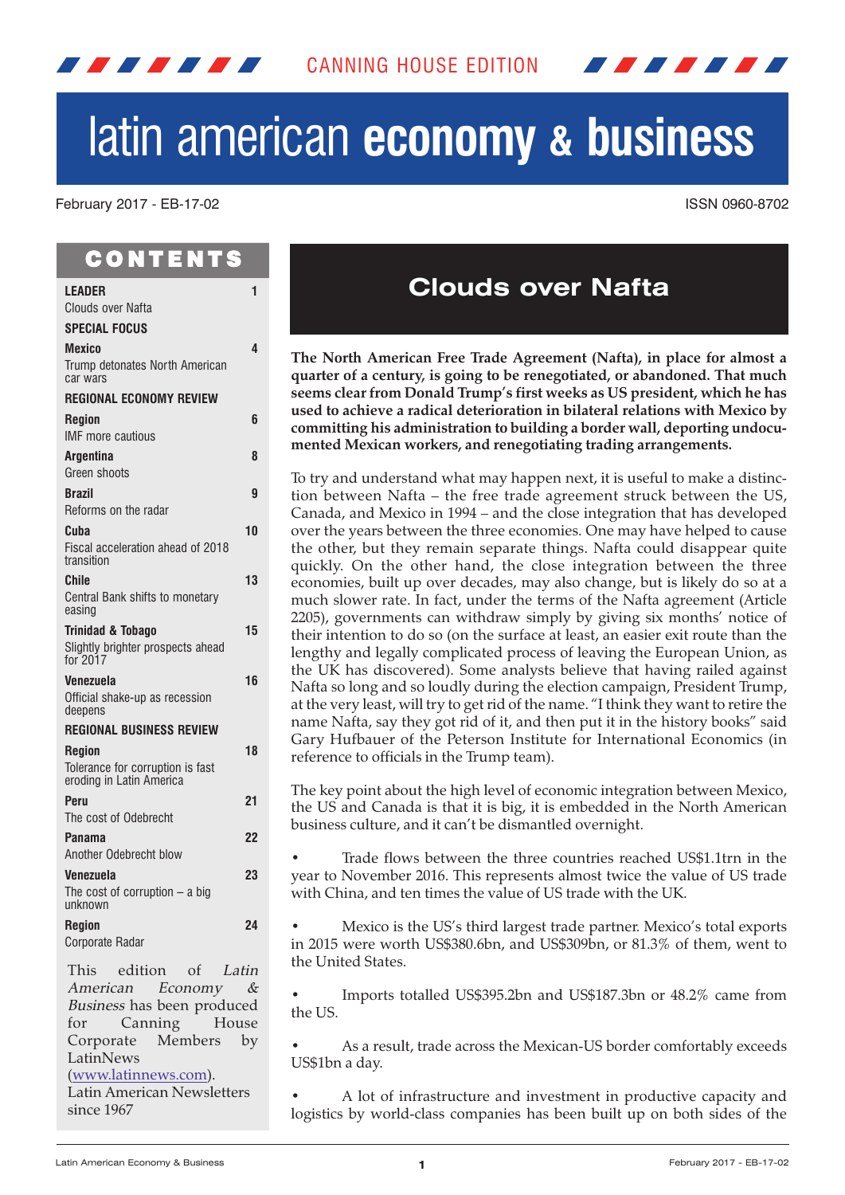CANNING HOUSE EDITION

# latin american **economy & business**

February 2017 - EB-17-02

ISSN 0960-8702

## CONTENTS

| | |
|---|---|
| **LEADER** | **1** |
| Clouds over Nafta | |
| **SPECIAL FOCUS** | |
| **Mexico** | **4** |
| Trump detonates North American car wars | |
| **REGIONAL ECONOMY REVIEW** | |
| **Region** | **6** |
| IMF more cautious | |
| **Argentina** | **8** |
| Green shoots | |
| **Brazil** | **9** |
| Reforms on the radar | |
| **Cuba** | **10** |
| Fiscal acceleration ahead of 2018 transition | |
| **Chile** | **13** |
| Central Bank shifts to monetary easing | |
| **Trinidad & Tobago** | **15** |
| Slightly brighter prospects ahead for 2017 | |
| **Venezuela** | **16** |
| Official shake-up as recession deepens | |
| **REGIONAL BUSINESS REVIEW** | |
| **Region** | **18** |
| Tolerance for corruption is fast eroding in Latin America | |
| **Peru** | **21** |
| The cost of Odebrecht | |
| **Panama** | **22** |
| Another Odebrecht blow | |
| **Venezuela** | **23** |
| The cost of corruption – a big unknown | |
| **Region** | **24** |
| Corporate Radar | |

This edition of *Latin American Economy & Business* has been produced for Canning House Corporate Members by LatinNews (www.latinnews.com).
Latin American Newsletters since 1967

## Clouds over Nafta

**The North American Free Trade Agreement (Nafta), in place for almost a quarter of a century, is going to be renegotiated, or abandoned. That much seems clear from Donald Trump's first weeks as US president, which he has used to achieve a radical deterioration in bilateral relations with Mexico by committing his administration to building a border wall, deporting undocumented Mexican workers, and renegotiating trading arrangements.**

To try and understand what may happen next, it is useful to make a distinction between Nafta – the free trade agreement struck between the US, Canada, and Mexico in 1994 – and the close integration that has developed over the years between the three economies. One may have helped to cause the other, but they remain separate things. Nafta could disappear quite quickly. On the other hand, the close integration between the three economies, built up over decades, may also change, but is likely do so at a much slower rate. In fact, under the terms of the Nafta agreement (Article 2205), governments can withdraw simply by giving six months' notice of their intention to do so (on the surface at least, an easier exit route than the lengthy and legally complicated process of leaving the European Union, as the UK has discovered). Some analysts believe that having railed against Nafta so long and so loudly during the election campaign, President Trump, at the very least, will try to get rid of the name. "I think they want to retire the name Nafta, say they got rid of it, and then put it in the history books" said Gary Hufbauer of the Peterson Institute for International Economics (in reference to officials in the Trump team).

The key point about the high level of economic integration between Mexico, the US and Canada is that it is big, it is embedded in the North American business culture, and it can't be dismantled overnight.

- Trade flows between the three countries reached US$1.1trn in the year to November 2016. This represents almost twice the value of US trade with China, and ten times the value of US trade with the UK.

- Mexico is the US's third largest trade partner. Mexico's total exports in 2015 were worth US$380.6bn, and US$309bn, or 81.3% of them, went to the United States.

- Imports totalled US$395.2bn and US$187.3bn or 48.2% came from the US.

- As a result, trade across the Mexican-US border comfortably exceeds US$1bn a day.

- A lot of infrastructure and investment in productive capacity and logistics by world-class companies has been built up on both sides of the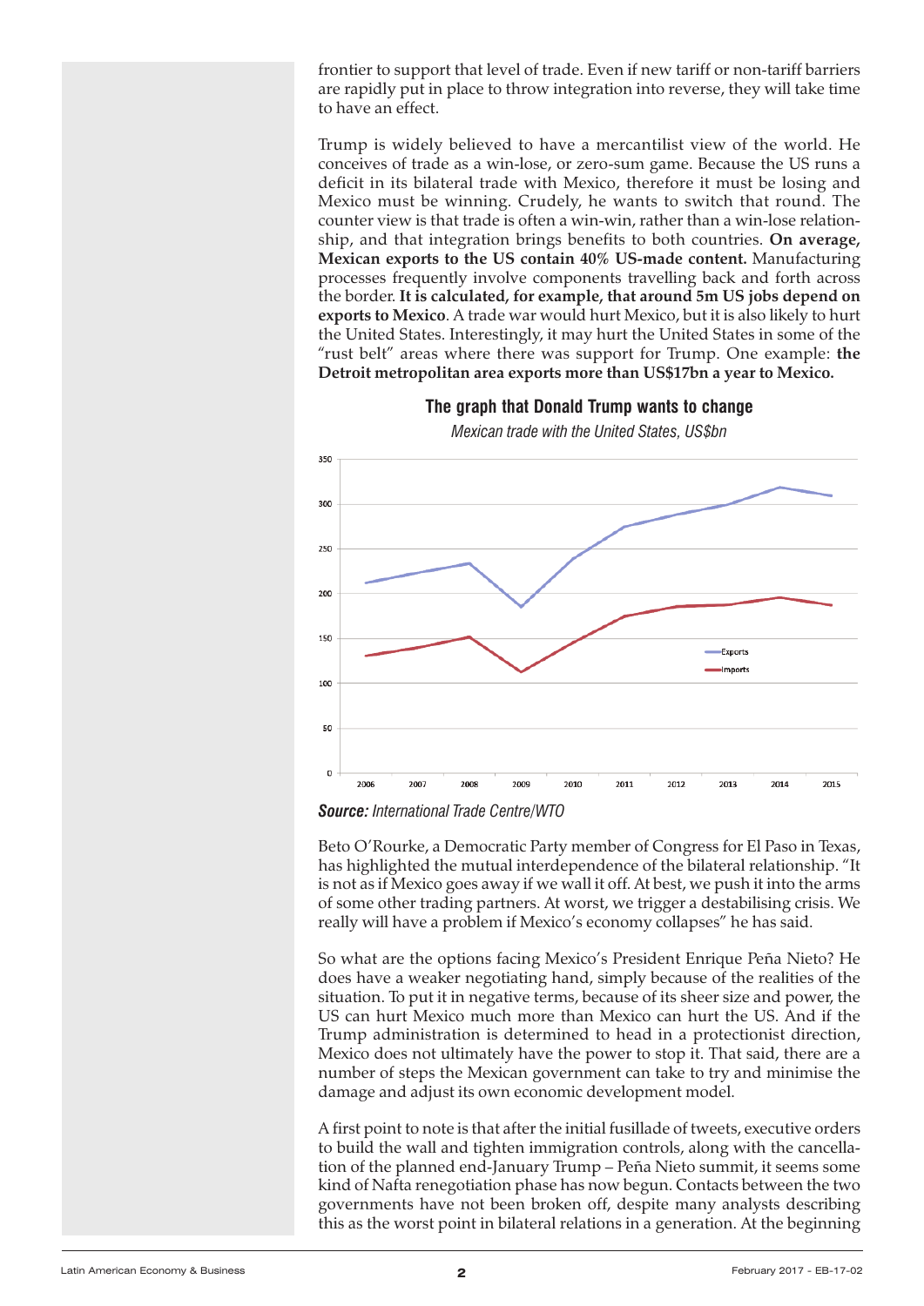frontier to support that level of trade. Even if new tariff or non-tariff barriers are rapidly put in place to throw integration into reverse, they will take time to have an effect.

Trump is widely believed to have a mercantilist view of the world. He conceives of trade as a win-lose, or zero-sum game. Because the US runs a deficit in its bilateral trade with Mexico, therefore it must be losing and Mexico must be winning. Crudely, he wants to switch that round. The counter view is that trade is often a win-win, rather than a win-lose relationship, and that integration brings benefits to both countries. **On average, Mexican exports to the US contain 40% US-made content.** Manufacturing processes frequently involve components travelling back and forth across the border. **It is calculated, for example, that around 5m US jobs depend on exports to Mexico**. A trade war would hurt Mexico, but it is also likely to hurt the United States. Interestingly, it may hurt the United States in some of the "rust belt" areas where there was support for Trump. One example: **the Detroit metropolitan area exports more than US$17bn a year to Mexico.**

**The graph that Donald Trump wants to change**

*Mexican trade with the United States, US$bn*

**Source:** *International Trade Centre/WTO*

Beto O'Rourke, a Democratic Party member of Congress for El Paso in Texas, has highlighted the mutual interdependence of the bilateral relationship. "It is not as if Mexico goes away if we wall it off. At best, we push it into the arms of some other trading partners. At worst, we trigger a destabilising crisis. We really will have a problem if Mexico's economy collapses" he has said.

So what are the options facing Mexico's President Enrique Peña Nieto? He does have a weaker negotiating hand, simply because of the realities of the situation. To put it in negative terms, because of its sheer size and power, the US can hurt Mexico much more than Mexico can hurt the US. And if the Trump administration is determined to head in a protectionist direction, Mexico does not ultimately have the power to stop it. That said, there are a number of steps the Mexican government can take to try and minimise the damage and adjust its own economic development model.

A first point to note is that after the initial fusillade of tweets, executive orders to build the wall and tighten immigration controls, along with the cancellation of the planned end-January Trump – Peña Nieto summit, it seems some kind of Nafta renegotiation phase has now begun. Contacts between the two governments have not been broken off, despite many analysts describing this as the worst point in bilateral relations in a generation. At the beginning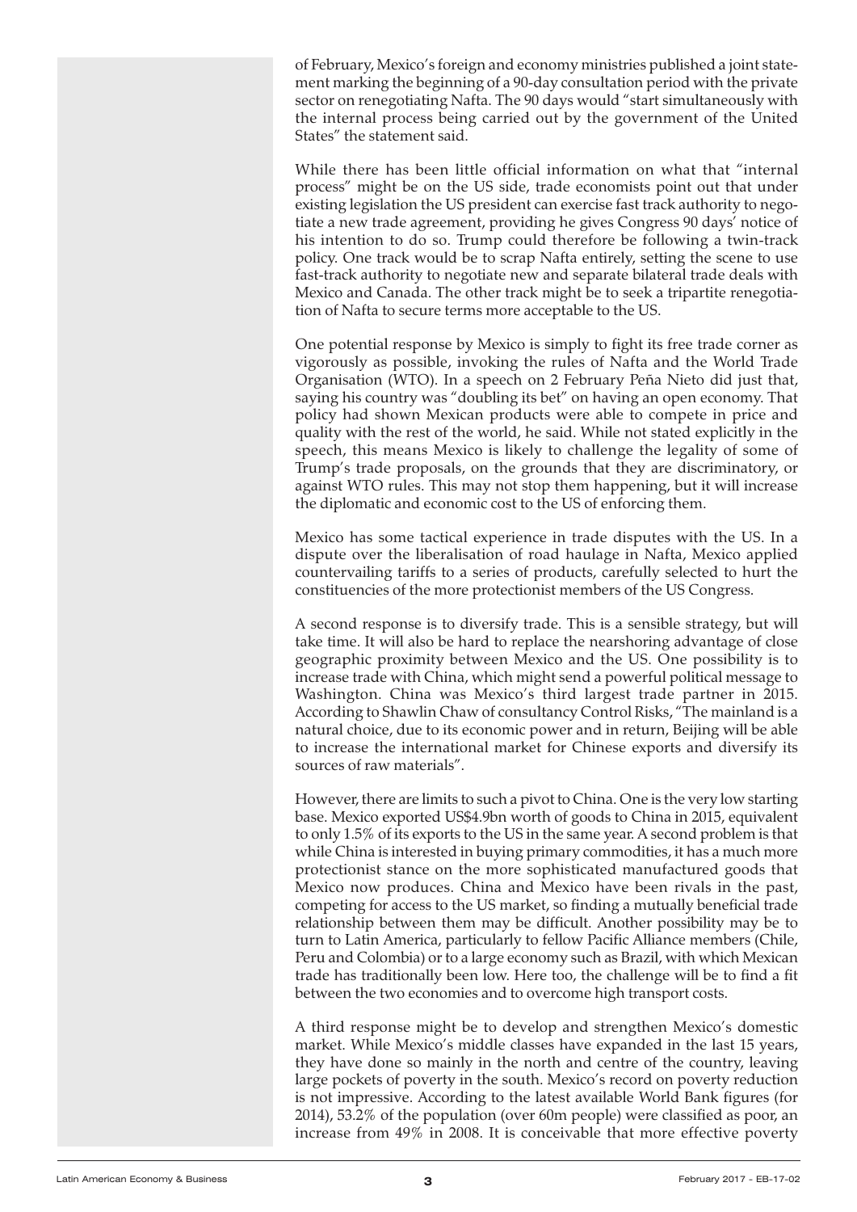of February, Mexico's foreign and economy ministries published a joint statement marking the beginning of a 90-day consultation period with the private sector on renegotiating Nafta. The 90 days would "start simultaneously with the internal process being carried out by the government of the United States" the statement said.

While there has been little official information on what that "internal process" might be on the US side, trade economists point out that under existing legislation the US president can exercise fast track authority to negotiate a new trade agreement, providing he gives Congress 90 days' notice of his intention to do so. Trump could therefore be following a twin-track policy. One track would be to scrap Nafta entirely, setting the scene to use fast-track authority to negotiate new and separate bilateral trade deals with Mexico and Canada. The other track might be to seek a tripartite renegotiation of Nafta to secure terms more acceptable to the US.

One potential response by Mexico is simply to fight its free trade corner as vigorously as possible, invoking the rules of Nafta and the World Trade Organisation (WTO). In a speech on 2 February Peña Nieto did just that, saying his country was "doubling its bet" on having an open economy. That policy had shown Mexican products were able to compete in price and quality with the rest of the world, he said. While not stated explicitly in the speech, this means Mexico is likely to challenge the legality of some of Trump's trade proposals, on the grounds that they are discriminatory, or against WTO rules. This may not stop them happening, but it will increase the diplomatic and economic cost to the US of enforcing them.

Mexico has some tactical experience in trade disputes with the US. In a dispute over the liberalisation of road haulage in Nafta, Mexico applied countervailing tariffs to a series of products, carefully selected to hurt the constituencies of the more protectionist members of the US Congress.

A second response is to diversify trade. This is a sensible strategy, but will take time. It will also be hard to replace the nearshoring advantage of close geographic proximity between Mexico and the US. One possibility is to increase trade with China, which might send a powerful political message to Washington. China was Mexico's third largest trade partner in 2015. According to Shawlin Chaw of consultancy Control Risks, "The mainland is a natural choice, due to its economic power and in return, Beijing will be able to increase the international market for Chinese exports and diversify its sources of raw materials".

However, there are limits to such a pivot to China. One is the very low starting base. Mexico exported US$4.9bn worth of goods to China in 2015, equivalent to only 1.5% of its exports to the US in the same year. A second problem is that while China is interested in buying primary commodities, it has a much more protectionist stance on the more sophisticated manufactured goods that Mexico now produces. China and Mexico have been rivals in the past, competing for access to the US market, so finding a mutually beneficial trade relationship between them may be difficult. Another possibility may be to turn to Latin America, particularly to fellow Pacific Alliance members (Chile, Peru and Colombia) or to a large economy such as Brazil, with which Mexican trade has traditionally been low. Here too, the challenge will be to find a fit between the two economies and to overcome high transport costs.

A third response might be to develop and strengthen Mexico's domestic market. While Mexico's middle classes have expanded in the last 15 years, they have done so mainly in the north and centre of the country, leaving large pockets of poverty in the south. Mexico's record on poverty reduction is not impressive. According to the latest available World Bank figures (for 2014), 53.2% of the population (over 60m people) were classified as poor, an increase from 49% in 2008. It is conceivable that more effective poverty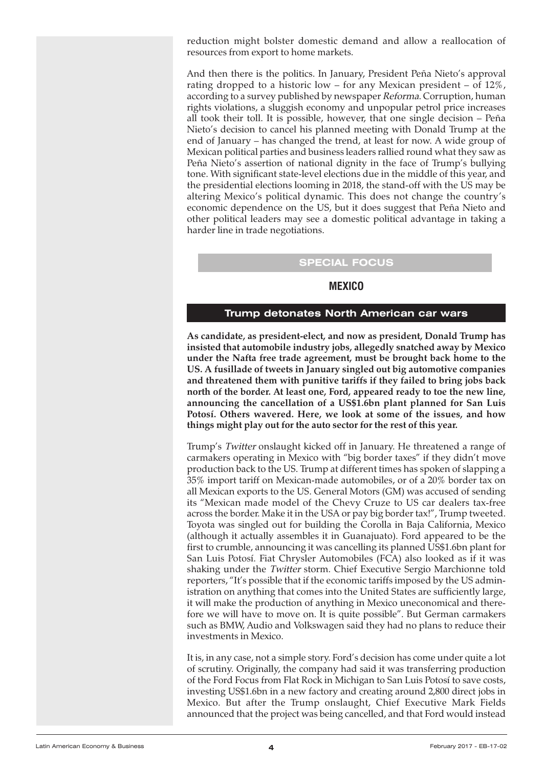reduction might bolster domestic demand and allow a reallocation of resources from export to home markets.

And then there is the politics. In January, President Peña Nieto's approval rating dropped to a historic low – for any Mexican president – of 12%, according to a survey published by newspaper *Reforma*. Corruption, human rights violations, a sluggish economy and unpopular petrol price increases all took their toll. It is possible, however, that one single decision – Peña Nieto's decision to cancel his planned meeting with Donald Trump at the end of January – has changed the trend, at least for now. A wide group of Mexican political parties and business leaders rallied round what they saw as Peña Nieto's assertion of national dignity in the face of Trump's bullying tone. With significant state-level elections due in the middle of this year, and the presidential elections looming in 2018, the stand-off with the US may be altering Mexico's political dynamic. This does not change the country's economic dependence on the US, but it does suggest that Peña Nieto and other political leaders may see a domestic political advantage in taking a harder line in trade negotiations.

## SPECIAL FOCUS

## MEXICO

### Trump detonates North American car wars

**As candidate, as president-elect, and now as president, Donald Trump has insisted that automobile industry jobs, allegedly snatched away by Mexico under the Nafta free trade agreement, must be brought back home to the US. A fusillade of tweets in January singled out big automotive companies and threatened them with punitive tariffs if they failed to bring jobs back north of the border. At least one, Ford, appeared ready to toe the new line, announcing the cancellation of a US$1.6bn plant planned for San Luis Potosí. Others wavered. Here, we look at some of the issues, and how things might play out for the auto sector for the rest of this year.**

Trump's *Twitter* onslaught kicked off in January. He threatened a range of carmakers operating in Mexico with "big border taxes" if they didn't move production back to the US. Trump at different times has spoken of slapping a 35% import tariff on Mexican-made automobiles, or of a 20% border tax on all Mexican exports to the US. General Motors (GM) was accused of sending its "Mexican made model of the Chevy Cruze to US car dealers tax-free across the border. Make it in the USA or pay big border tax!", Trump tweeted. Toyota was singled out for building the Corolla in Baja California, Mexico (although it actually assembles it in Guanajuato). Ford appeared to be the first to crumble, announcing it was cancelling its planned US$1.6bn plant for San Luis Potosí. Fiat Chrysler Automobiles (FCA) also looked as if it was shaking under the *Twitter* storm. Chief Executive Sergio Marchionne told reporters, "It's possible that if the economic tariffs imposed by the US administration on anything that comes into the United States are sufficiently large, it will make the production of anything in Mexico uneconomical and therefore we will have to move on. It is quite possible". But German carmakers such as BMW, Audio and Volkswagen said they had no plans to reduce their investments in Mexico.

It is, in any case, not a simple story. Ford's decision has come under quite a lot of scrutiny. Originally, the company had said it was transferring production of the Ford Focus from Flat Rock in Michigan to San Luis Potosí to save costs, investing US$1.6bn in a new factory and creating around 2,800 direct jobs in Mexico. But after the Trump onslaught, Chief Executive Mark Fields announced that the project was being cancelled, and that Ford would instead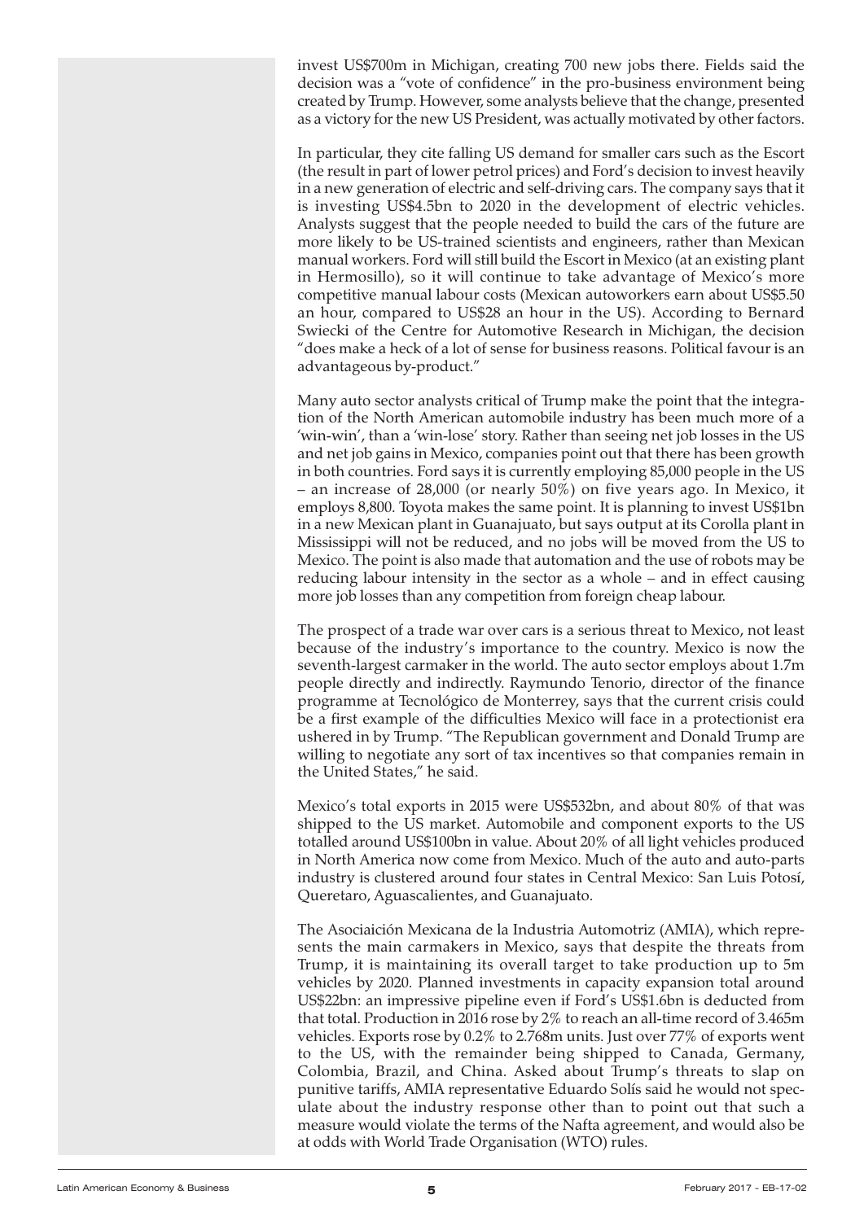invest US$700m in Michigan, creating 700 new jobs there. Fields said the decision was a "vote of confidence" in the pro-business environment being created by Trump. However, some analysts believe that the change, presented as a victory for the new US President, was actually motivated by other factors.

In particular, they cite falling US demand for smaller cars such as the Escort (the result in part of lower petrol prices) and Ford's decision to invest heavily in a new generation of electric and self-driving cars. The company says that it is investing US$4.5bn to 2020 in the development of electric vehicles. Analysts suggest that the people needed to build the cars of the future are more likely to be US-trained scientists and engineers, rather than Mexican manual workers. Ford will still build the Escort in Mexico (at an existing plant in Hermosillo), so it will continue to take advantage of Mexico's more competitive manual labour costs (Mexican autoworkers earn about US$5.50 an hour, compared to US$28 an hour in the US). According to Bernard Swiecki of the Centre for Automotive Research in Michigan, the decision "does make a heck of a lot of sense for business reasons. Political favour is an advantageous by-product."

Many auto sector analysts critical of Trump make the point that the integration of the North American automobile industry has been much more of a 'win-win', than a 'win-lose' story. Rather than seeing net job losses in the US and net job gains in Mexico, companies point out that there has been growth in both countries. Ford says it is currently employing 85,000 people in the US – an increase of 28,000 (or nearly 50%) on five years ago. In Mexico, it employs 8,800. Toyota makes the same point. It is planning to invest US$1bn in a new Mexican plant in Guanajuato, but says output at its Corolla plant in Mississippi will not be reduced, and no jobs will be moved from the US to Mexico. The point is also made that automation and the use of robots may be reducing labour intensity in the sector as a whole – and in effect causing more job losses than any competition from foreign cheap labour.

The prospect of a trade war over cars is a serious threat to Mexico, not least because of the industry's importance to the country. Mexico is now the seventh-largest carmaker in the world. The auto sector employs about 1.7m people directly and indirectly. Raymundo Tenorio, director of the finance programme at Tecnológico de Monterrey, says that the current crisis could be a first example of the difficulties Mexico will face in a protectionist era ushered in by Trump. "The Republican government and Donald Trump are willing to negotiate any sort of tax incentives so that companies remain in the United States," he said.

Mexico's total exports in 2015 were US$532bn, and about 80% of that was shipped to the US market. Automobile and component exports to the US totalled around US$100bn in value. About 20% of all light vehicles produced in North America now come from Mexico. Much of the auto and auto-parts industry is clustered around four states in Central Mexico: San Luis Potosí, Queretaro, Aguascalientes, and Guanajuato.

The Asociaición Mexicana de la Industria Automotriz (AMIA), which represents the main carmakers in Mexico, says that despite the threats from Trump, it is maintaining its overall target to take production up to 5m vehicles by 2020. Planned investments in capacity expansion total around US$22bn: an impressive pipeline even if Ford's US$1.6bn is deducted from that total. Production in 2016 rose by 2% to reach an all-time record of 3.465m vehicles. Exports rose by 0.2% to 2.768m units. Just over 77% of exports went to the US, with the remainder being shipped to Canada, Germany, Colombia, Brazil, and China. Asked about Trump's threats to slap on punitive tariffs, AMIA representative Eduardo Solís said he would not speculate about the industry response other than to point out that such a measure would violate the terms of the Nafta agreement, and would also be at odds with World Trade Organisation (WTO) rules.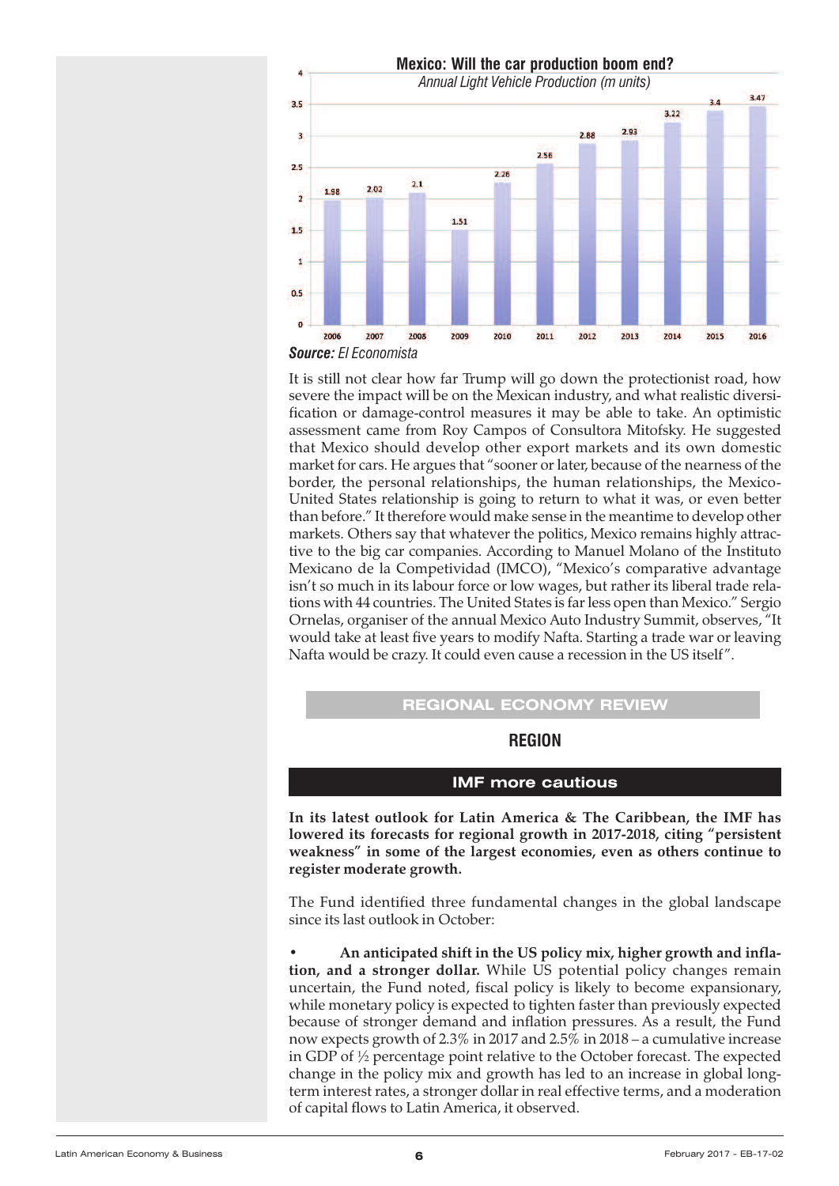**Mexico: Will the car production boom end?**

*Annual Light Vehicle Production (m units)*

| Year | Production (m units) |
|---|---|
| 2006 | 1.98 |
| 2007 | 2.02 |
| 2008 | 2.1 |
| 2009 | 1.51 |
| 2010 | 2.26 |
| 2011 | 2.56 |
| 2012 | 2.88 |
| 2013 | 2.93 |
| 2014 | 3.22 |
| 2015 | 3.4 |
| 2016 | 3.47 |

***Source:** El Economista*

It is still not clear how far Trump will go down the protectionist road, how severe the impact will be on the Mexican industry, and what realistic diversification or damage-control measures it may be able to take. An optimistic assessment came from Roy Campos of Consultora Mitofsky. He suggested that Mexico should develop other export markets and its own domestic market for cars. He argues that "sooner or later, because of the nearness of the border, the personal relationships, the human relationships, the Mexico-United States relationship is going to return to what it was, or even better than before." It therefore would make sense in the meantime to develop other markets. Others say that whatever the politics, Mexico remains highly attractive to the big car companies. According to Manuel Molano of the Instituto Mexicano de la Competividad (IMCO), "Mexico's comparative advantage isn't so much in its labour force or low wages, but rather its liberal trade relations with 44 countries. The United States is far less open than Mexico." Sergio Ornelas, organiser of the annual Mexico Auto Industry Summit, observes, "It would take at least five years to modify Nafta. Starting a trade war or leaving Nafta would be crazy. It could even cause a recession in the US itself".

## REGIONAL ECONOMY REVIEW

## REGION

### IMF more cautious

**In its latest outlook for Latin America & The Caribbean, the IMF has lowered its forecasts for regional growth in 2017-2018, citing "persistent weakness" in some of the largest economies, even as others continue to register moderate growth.**

The Fund identified three fundamental changes in the global landscape since its last outlook in October:

- **An anticipated shift in the US policy mix, higher growth and inflation, and a stronger dollar.** While US potential policy changes remain uncertain, the Fund noted, fiscal policy is likely to become expansionary, while monetary policy is expected to tighten faster than previously expected because of stronger demand and inflation pressures. As a result, the Fund now expects growth of 2.3% in 2017 and 2.5% in 2018 – a cumulative increase in GDP of ½ percentage point relative to the October forecast. The expected change in the policy mix and growth has led to an increase in global long-term interest rates, a stronger dollar in real effective terms, and a moderation of capital flows to Latin America, it observed.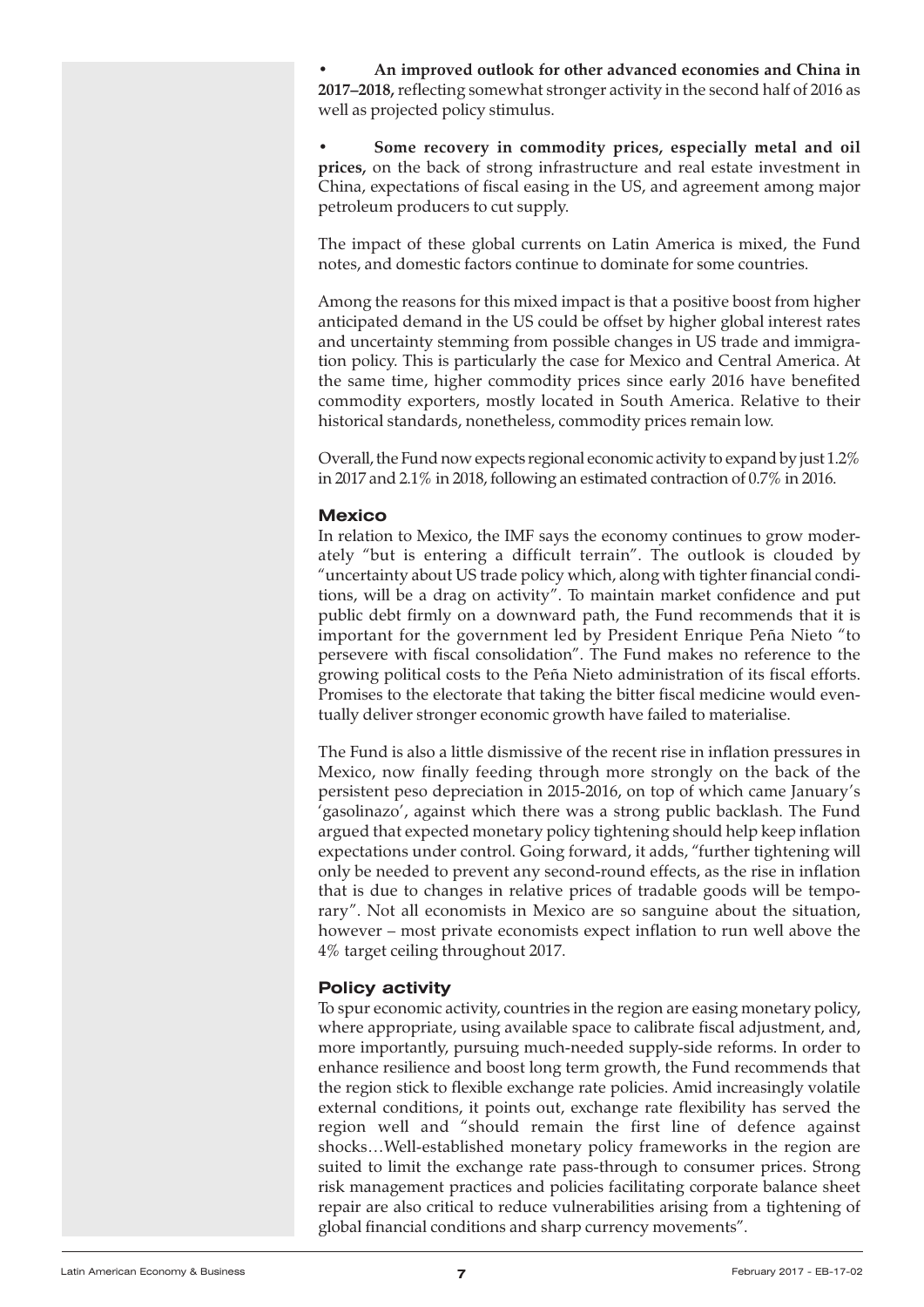- **An improved outlook for other advanced economies and China in 2017–2018,** reflecting somewhat stronger activity in the second half of 2016 as well as projected policy stimulus.

- **Some recovery in commodity prices, especially metal and oil prices,** on the back of strong infrastructure and real estate investment in China, expectations of fiscal easing in the US, and agreement among major petroleum producers to cut supply.

The impact of these global currents on Latin America is mixed, the Fund notes, and domestic factors continue to dominate for some countries.

Among the reasons for this mixed impact is that a positive boost from higher anticipated demand in the US could be offset by higher global interest rates and uncertainty stemming from possible changes in US trade and immigration policy. This is particularly the case for Mexico and Central America. At the same time, higher commodity prices since early 2016 have benefited commodity exporters, mostly located in South America. Relative to their historical standards, nonetheless, commodity prices remain low.

Overall, the Fund now expects regional economic activity to expand by just 1.2% in 2017 and 2.1% in 2018, following an estimated contraction of 0.7% in 2016.

## Mexico

In relation to Mexico, the IMF says the economy continues to grow moderately "but is entering a difficult terrain". The outlook is clouded by "uncertainty about US trade policy which, along with tighter financial conditions, will be a drag on activity". To maintain market confidence and put public debt firmly on a downward path, the Fund recommends that it is important for the government led by President Enrique Peña Nieto "to persevere with fiscal consolidation". The Fund makes no reference to the growing political costs to the Peña Nieto administration of its fiscal efforts. Promises to the electorate that taking the bitter fiscal medicine would eventually deliver stronger economic growth have failed to materialise.

The Fund is also a little dismissive of the recent rise in inflation pressures in Mexico, now finally feeding through more strongly on the back of the persistent peso depreciation in 2015-2016, on top of which came January's 'gasolinazo', against which there was a strong public backlash. The Fund argued that expected monetary policy tightening should help keep inflation expectations under control. Going forward, it adds, "further tightening will only be needed to prevent any second-round effects, as the rise in inflation that is due to changes in relative prices of tradable goods will be temporary". Not all economists in Mexico are so sanguine about the situation, however – most private economists expect inflation to run well above the 4% target ceiling throughout 2017.

## Policy activity

To spur economic activity, countries in the region are easing monetary policy, where appropriate, using available space to calibrate fiscal adjustment, and, more importantly, pursuing much-needed supply-side reforms. In order to enhance resilience and boost long term growth, the Fund recommends that the region stick to flexible exchange rate policies. Amid increasingly volatile external conditions, it points out, exchange rate flexibility has served the region well and "should remain the first line of defence against shocks…Well-established monetary policy frameworks in the region are suited to limit the exchange rate pass-through to consumer prices. Strong risk management practices and policies facilitating corporate balance sheet repair are also critical to reduce vulnerabilities arising from a tightening of global financial conditions and sharp currency movements".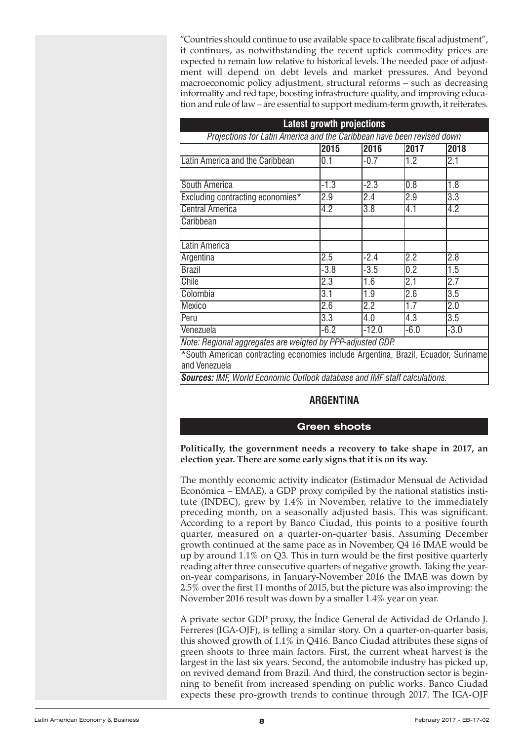"Countries should continue to use available space to calibrate fiscal adjustment", it continues, as notwithstanding the recent uptick commodity prices are expected to remain low relative to historical levels. The needed pace of adjustment will depend on debt levels and market pressures. And beyond macroeconomic policy adjustment, structural reforms – such as decreasing informality and red tape, boosting infrastructure quality, and improving education and rule of law – are essential to support medium-term growth, it reiterates.

**Latest growth projections**

*Projections for Latin America and the Caribbean have been revised down*

| | 2015 | 2016 | 2017 | 2018 |
|---|---|---|---|---|
| Latin America and the Caribbean | 0.1 | -0.7 | 1.2 | 2.1 |
| | | | | |
| South America | -1.3 | -2.3 | 0.8 | 1.8 |
| Excluding contracting economies* | 2.9 | 2.4 | 2.9 | 3.3 |
| Central America | 4.2 | 3.8 | 4.1 | 4.2 |
| Caribbean | | | | |
| | | | | |
| Latin America | | | | |
| Argentina | 2.5 | -2.4 | 2.2 | 2.8 |
| Brazil | -3.8 | -3.5 | 0.2 | 1.5 |
| Chile | 2.3 | 1.6 | 2.1 | 2.7 |
| Colombia | 3.1 | 1.9 | 2.6 | 3.5 |
| Mexico | 2.6 | 2.2 | 1.7 | 2.0 |
| Peru | 3.3 | 4.0 | 4.3 | 3.5 |
| Venezuela | -6.2 | -12.0 | -6.0 | -3.0 |

*Note: Regional aggregates are weigted by PPP-adjusted GDP.*

*South American contracting economies include Argentina, Brazil, Ecuador, Suriname and Venezuela

***Sources:*** *IMF, World Economic Outlook database and IMF staff calculations.*

## ARGENTINA

### Green shoots

**Politically, the government needs a recovery to take shape in 2017, an election year. There are some early signs that it is on its way.**

The monthly economic activity indicator (Estimador Mensual de Actividad Económica – EMAE), a GDP proxy compiled by the national statistics institute (INDEC), grew by 1.4% in November, relative to the immediately preceding month, on a seasonally adjusted basis. This was significant. According to a report by Banco Ciudad, this points to a positive fourth quarter, measured on a quarter-on-quarter basis. Assuming December growth continued at the same pace as in November, Q4 16 IMAE would be up by around 1.1% on Q3. This in turn would be the first positive quarterly reading after three consecutive quarters of negative growth. Taking the year-on-year comparisons, in January-November 2016 the IMAE was down by 2.5% over the first 11 months of 2015, but the picture was also improving: the November 2016 result was down by a smaller 1.4% year on year.

A private sector GDP proxy, the Índice General de Actividad de Orlando J. Ferreres (IGA-OJF), is telling a similar story. On a quarter-on-quarter basis, this showed growth of 1.1% in Q416. Banco Ciudad attributes these signs of green shoots to three main factors. First, the current wheat harvest is the largest in the last six years. Second, the automobile industry has picked up, on revived demand from Brazil. And third, the construction sector is beginning to benefit from increased spending on public works. Banco Ciudad expects these pro-growth trends to continue through 2017. The IGA-OJF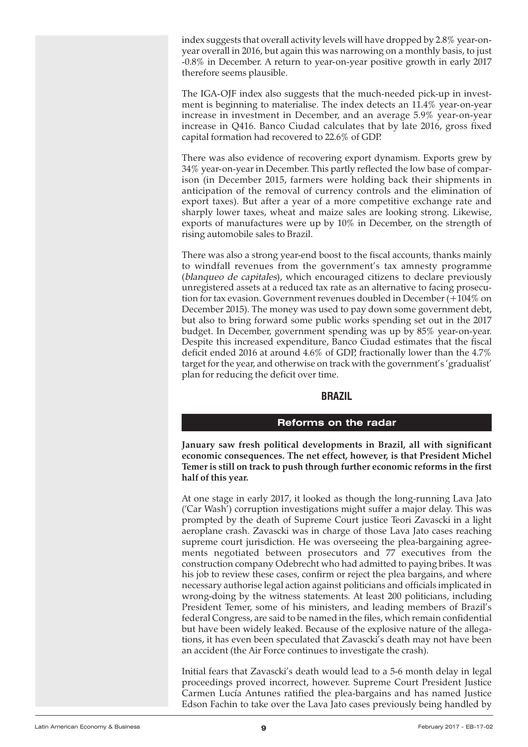index suggests that overall activity levels will have dropped by 2.8% year-on-year overall in 2016, but again this was narrowing on a monthly basis, to just -0.8% in December. A return to year-on-year positive growth in early 2017 therefore seems plausible.

The IGA-OJF index also suggests that the much-needed pick-up in investment is beginning to materialise. The index detects an 11.4% year-on-year increase in investment in December, and an average 5.9% year-on-year increase in Q416. Banco Ciudad calculates that by late 2016, gross fixed capital formation had recovered to 22.6% of GDP.

There was also evidence of recovering export dynamism. Exports grew by 34% year-on-year in December. This partly reflected the low base of comparison (in December 2015, farmers were holding back their shipments in anticipation of the removal of currency controls and the elimination of export taxes). But after a year of a more competitive exchange rate and sharply lower taxes, wheat and maize sales are looking strong. Likewise, exports of manufactures were up by 10% in December, on the strength of rising automobile sales to Brazil.

There was also a strong year-end boost to the fiscal accounts, thanks mainly to windfall revenues from the government's tax amnesty programme (*blanqueo de capitales*), which encouraged citizens to declare previously unregistered assets at a reduced tax rate as an alternative to facing prosecution for tax evasion. Government revenues doubled in December (+104% on December 2015). The money was used to pay down some government debt, but also to bring forward some public works spending set out in the 2017 budget. In December, government spending was up by 85% year-on-year. Despite this increased expenditure, Banco Ciudad estimates that the fiscal deficit ended 2016 at around 4.6% of GDP, fractionally lower than the 4.7% target for the year, and otherwise on track with the government's 'gradualist' plan for reducing the deficit over time.

## BRAZIL

### Reforms on the radar

**January saw fresh political developments in Brazil, all with significant economic consequences. The net effect, however, is that President Michel Temer is still on track to push through further economic reforms in the first half of this year.**

At one stage in early 2017, it looked as though the long-running Lava Jato ('Car Wash') corruption investigations might suffer a major delay. This was prompted by the death of Supreme Court justice Teori Zavascki in a light aeroplane crash. Zavascki was in charge of those Lava Jato cases reaching supreme court jurisdiction. He was overseeing the plea-bargaining agreements negotiated between prosecutors and 77 executives from the construction company Odebrecht who had admitted to paying bribes. It was his job to review these cases, confirm or reject the plea bargains, and where necessary authorise legal action against politicians and officials implicated in wrong-doing by the witness statements. At least 200 politicians, including President Temer, some of his ministers, and leading members of Brazil's federal Congress, are said to be named in the files, which remain confidential but have been widely leaked. Because of the explosive nature of the allegations, it has even been speculated that Zavascki's death may not have been an accident (the Air Force continues to investigate the crash).

Initial fears that Zavascki's death would lead to a 5-6 month delay in legal proceedings proved incorrect, however. Supreme Court President Justice Carmen Lucía Antunes ratified the plea-bargains and has named Justice Edson Fachin to take over the Lava Jato cases previously being handled by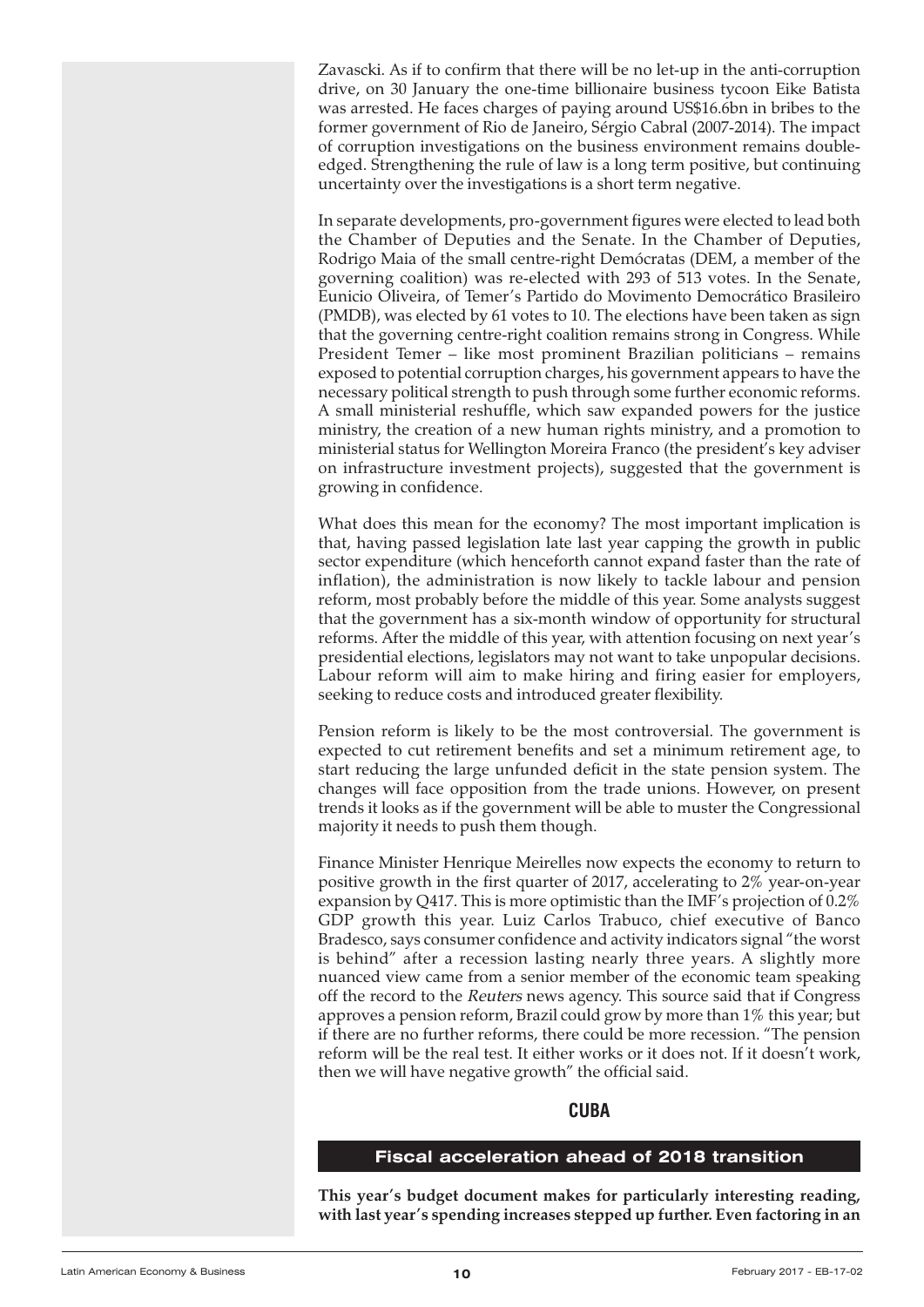Zavascki. As if to confirm that there will be no let-up in the anti-corruption drive, on 30 January the one-time billionaire business tycoon Eike Batista was arrested. He faces charges of paying around US$16.6bn in bribes to the former government of Rio de Janeiro, Sérgio Cabral (2007-2014). The impact of corruption investigations on the business environment remains double-edged. Strengthening the rule of law is a long term positive, but continuing uncertainty over the investigations is a short term negative.

In separate developments, pro-government figures were elected to lead both the Chamber of Deputies and the Senate. In the Chamber of Deputies, Rodrigo Maia of the small centre-right Demócratas (DEM, a member of the governing coalition) was re-elected with 293 of 513 votes. In the Senate, Eunicio Oliveira, of Temer's Partido do Movimento Democrático Brasileiro (PMDB), was elected by 61 votes to 10. The elections have been taken as sign that the governing centre-right coalition remains strong in Congress. While President Temer – like most prominent Brazilian politicians – remains exposed to potential corruption charges, his government appears to have the necessary political strength to push through some further economic reforms. A small ministerial reshuffle, which saw expanded powers for the justice ministry, the creation of a new human rights ministry, and a promotion to ministerial status for Wellington Moreira Franco (the president's key adviser on infrastructure investment projects), suggested that the government is growing in confidence.

What does this mean for the economy? The most important implication is that, having passed legislation late last year capping the growth in public sector expenditure (which henceforth cannot expand faster than the rate of inflation), the administration is now likely to tackle labour and pension reform, most probably before the middle of this year. Some analysts suggest that the government has a six-month window of opportunity for structural reforms. After the middle of this year, with attention focusing on next year's presidential elections, legislators may not want to take unpopular decisions. Labour reform will aim to make hiring and firing easier for employers, seeking to reduce costs and introduced greater flexibility.

Pension reform is likely to be the most controversial. The government is expected to cut retirement benefits and set a minimum retirement age, to start reducing the large unfunded deficit in the state pension system. The changes will face opposition from the trade unions. However, on present trends it looks as if the government will be able to muster the Congressional majority it needs to push them though.

Finance Minister Henrique Meirelles now expects the economy to return to positive growth in the first quarter of 2017, accelerating to 2% year-on-year expansion by Q417. This is more optimistic than the IMF's projection of 0.2% GDP growth this year. Luiz Carlos Trabuco, chief executive of Banco Bradesco, says consumer confidence and activity indicators signal "the worst is behind" after a recession lasting nearly three years. A slightly more nuanced view came from a senior member of the economic team speaking off the record to the *Reuters* news agency. This source said that if Congress approves a pension reform, Brazil could grow by more than 1% this year; but if there are no further reforms, there could be more recession. "The pension reform will be the real test. It either works or it does not. If it doesn't work, then we will have negative growth" the official said.

## CUBA

### Fiscal acceleration ahead of 2018 transition

**This year's budget document makes for particularly interesting reading, with last year's spending increases stepped up further. Even factoring in an**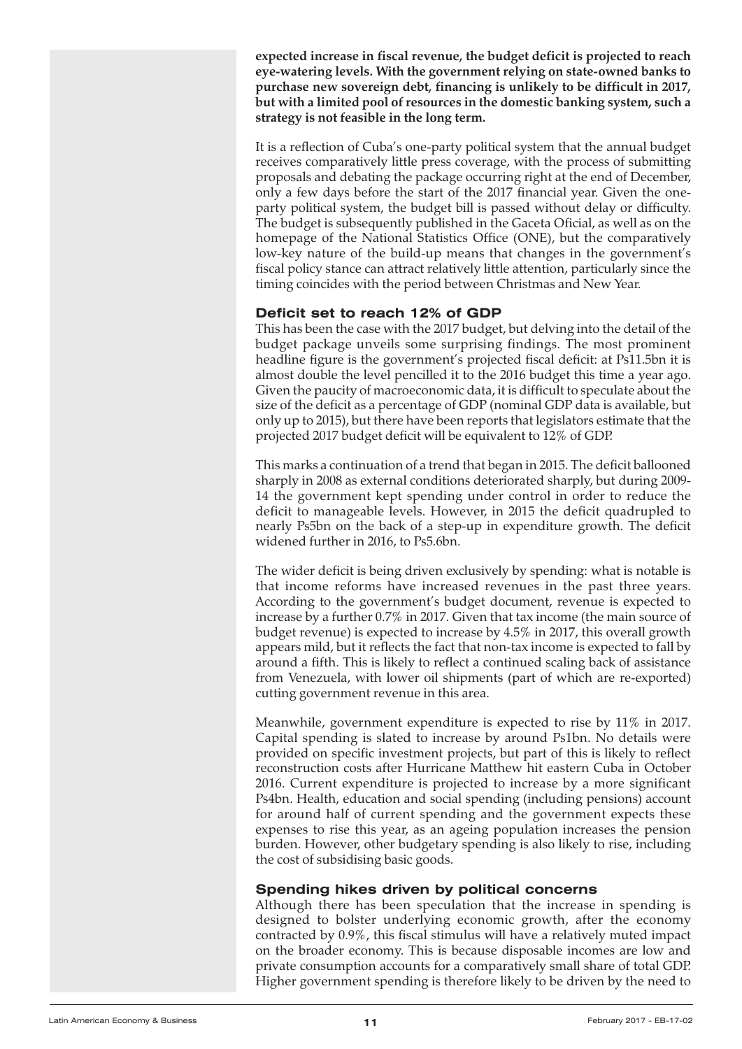**expected increase in fiscal revenue, the budget deficit is projected to reach eye-watering levels. With the government relying on state-owned banks to purchase new sovereign debt, financing is unlikely to be difficult in 2017, but with a limited pool of resources in the domestic banking system, such a strategy is not feasible in the long term.**

It is a reflection of Cuba's one-party political system that the annual budget receives comparatively little press coverage, with the process of submitting proposals and debating the package occurring right at the end of December, only a few days before the start of the 2017 financial year. Given the one-party political system, the budget bill is passed without delay or difficulty. The budget is subsequently published in the Gaceta Oficial, as well as on the homepage of the National Statistics Office (ONE), but the comparatively low-key nature of the build-up means that changes in the government's fiscal policy stance can attract relatively little attention, particularly since the timing coincides with the period between Christmas and New Year.

## Deficit set to reach 12% of GDP

This has been the case with the 2017 budget, but delving into the detail of the budget package unveils some surprising findings. The most prominent headline figure is the government's projected fiscal deficit: at Ps11.5bn it is almost double the level pencilled it to the 2016 budget this time a year ago. Given the paucity of macroeconomic data, it is difficult to speculate about the size of the deficit as a percentage of GDP (nominal GDP data is available, but only up to 2015), but there have been reports that legislators estimate that the projected 2017 budget deficit will be equivalent to 12% of GDP.

This marks a continuation of a trend that began in 2015. The deficit ballooned sharply in 2008 as external conditions deteriorated sharply, but during 2009-14 the government kept spending under control in order to reduce the deficit to manageable levels. However, in 2015 the deficit quadrupled to nearly Ps5bn on the back of a step-up in expenditure growth. The deficit widened further in 2016, to Ps5.6bn.

The wider deficit is being driven exclusively by spending: what is notable is that income reforms have increased revenues in the past three years. According to the government's budget document, revenue is expected to increase by a further 0.7% in 2017. Given that tax income (the main source of budget revenue) is expected to increase by 4.5% in 2017, this overall growth appears mild, but it reflects the fact that non-tax income is expected to fall by around a fifth. This is likely to reflect a continued scaling back of assistance from Venezuela, with lower oil shipments (part of which are re-exported) cutting government revenue in this area.

Meanwhile, government expenditure is expected to rise by 11% in 2017. Capital spending is slated to increase by around Ps1bn. No details were provided on specific investment projects, but part of this is likely to reflect reconstruction costs after Hurricane Matthew hit eastern Cuba in October 2016. Current expenditure is projected to increase by a more significant Ps4bn. Health, education and social spending (including pensions) account for around half of current spending and the government expects these expenses to rise this year, as an ageing population increases the pension burden. However, other budgetary spending is also likely to rise, including the cost of subsidising basic goods.

## Spending hikes driven by political concerns

Although there has been speculation that the increase in spending is designed to bolster underlying economic growth, after the economy contracted by 0.9%, this fiscal stimulus will have a relatively muted impact on the broader economy. This is because disposable incomes are low and private consumption accounts for a comparatively small share of total GDP. Higher government spending is therefore likely to be driven by the need to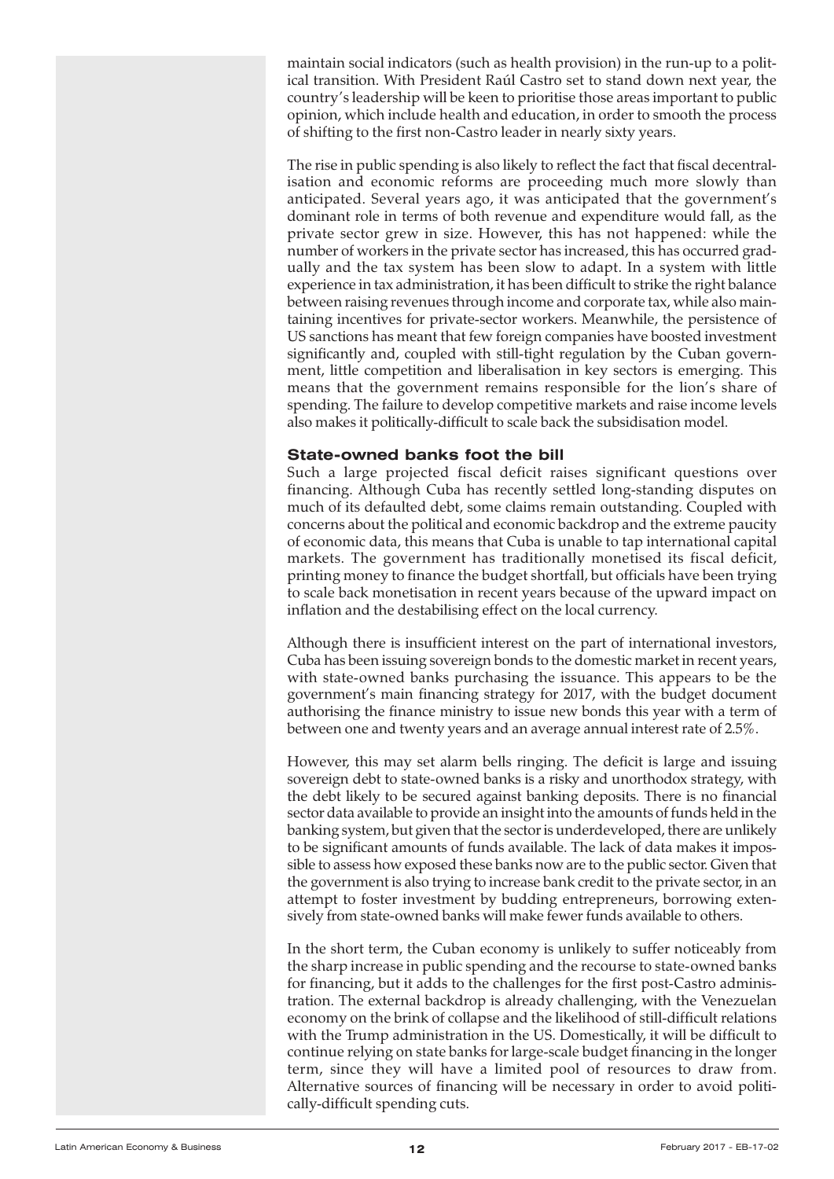maintain social indicators (such as health provision) in the run-up to a political transition. With President Raúl Castro set to stand down next year, the country's leadership will be keen to prioritise those areas important to public opinion, which include health and education, in order to smooth the process of shifting to the first non-Castro leader in nearly sixty years.

The rise in public spending is also likely to reflect the fact that fiscal decentralisation and economic reforms are proceeding much more slowly than anticipated. Several years ago, it was anticipated that the government's dominant role in terms of both revenue and expenditure would fall, as the private sector grew in size. However, this has not happened: while the number of workers in the private sector has increased, this has occurred gradually and the tax system has been slow to adapt. In a system with little experience in tax administration, it has been difficult to strike the right balance between raising revenues through income and corporate tax, while also maintaining incentives for private-sector workers. Meanwhile, the persistence of US sanctions has meant that few foreign companies have boosted investment significantly and, coupled with still-tight regulation by the Cuban government, little competition and liberalisation in key sectors is emerging. This means that the government remains responsible for the lion's share of spending. The failure to develop competitive markets and raise income levels also makes it politically-difficult to scale back the subsidisation model.

## State-owned banks foot the bill

Such a large projected fiscal deficit raises significant questions over financing. Although Cuba has recently settled long-standing disputes on much of its defaulted debt, some claims remain outstanding. Coupled with concerns about the political and economic backdrop and the extreme paucity of economic data, this means that Cuba is unable to tap international capital markets. The government has traditionally monetised its fiscal deficit, printing money to finance the budget shortfall, but officials have been trying to scale back monetisation in recent years because of the upward impact on inflation and the destabilising effect on the local currency.

Although there is insufficient interest on the part of international investors, Cuba has been issuing sovereign bonds to the domestic market in recent years, with state-owned banks purchasing the issuance. This appears to be the government's main financing strategy for 2017, with the budget document authorising the finance ministry to issue new bonds this year with a term of between one and twenty years and an average annual interest rate of 2.5%.

However, this may set alarm bells ringing. The deficit is large and issuing sovereign debt to state-owned banks is a risky and unorthodox strategy, with the debt likely to be secured against banking deposits. There is no financial sector data available to provide an insight into the amounts of funds held in the banking system, but given that the sector is underdeveloped, there are unlikely to be significant amounts of funds available. The lack of data makes it impossible to assess how exposed these banks now are to the public sector. Given that the government is also trying to increase bank credit to the private sector, in an attempt to foster investment by budding entrepreneurs, borrowing extensively from state-owned banks will make fewer funds available to others.

In the short term, the Cuban economy is unlikely to suffer noticeably from the sharp increase in public spending and the recourse to state-owned banks for financing, but it adds to the challenges for the first post-Castro administration. The external backdrop is already challenging, with the Venezuelan economy on the brink of collapse and the likelihood of still-difficult relations with the Trump administration in the US. Domestically, it will be difficult to continue relying on state banks for large-scale budget financing in the longer term, since they will have a limited pool of resources to draw from. Alternative sources of financing will be necessary in order to avoid politically-difficult spending cuts.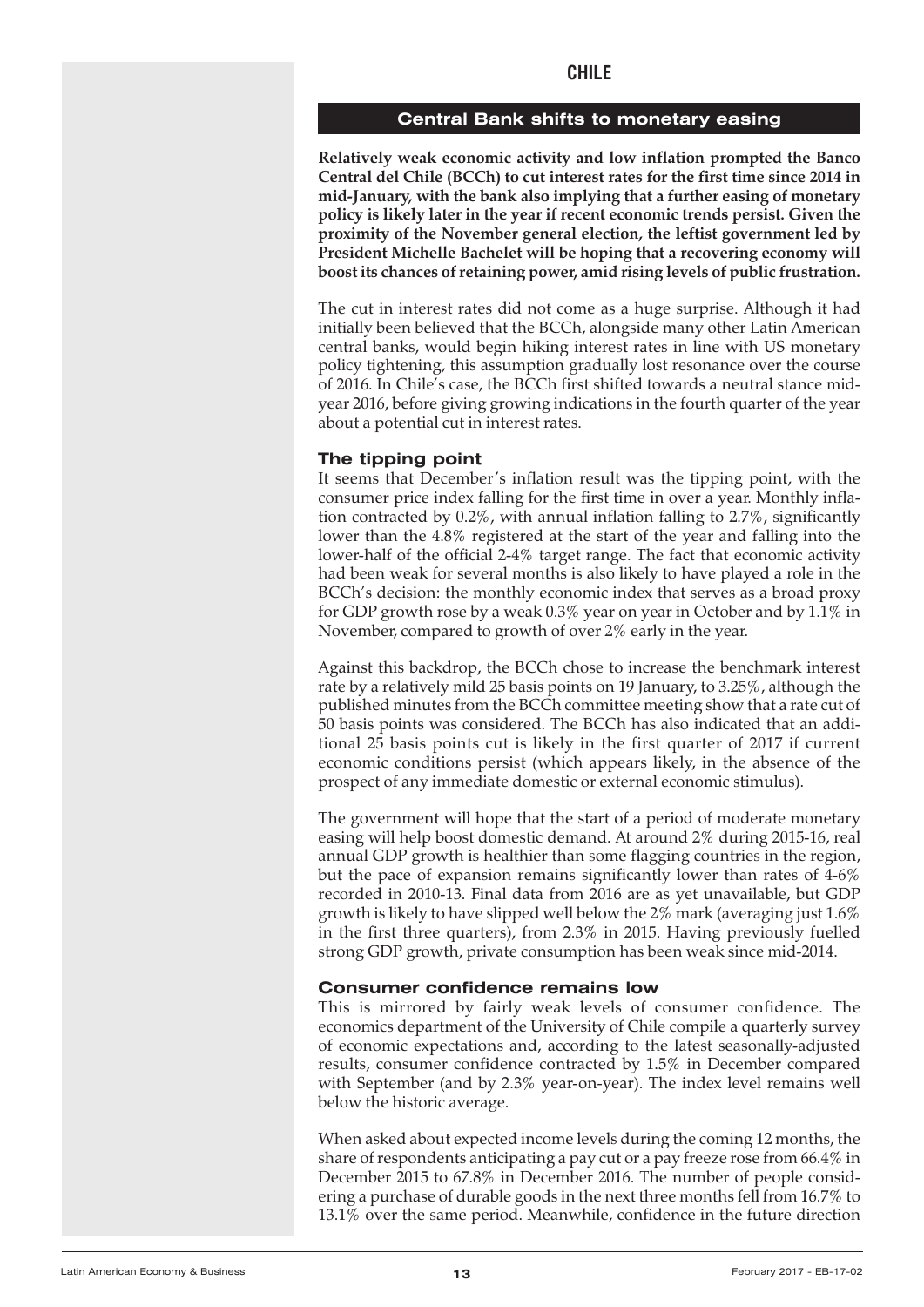# CHILE

## Central Bank shifts to monetary easing

**Relatively weak economic activity and low inflation prompted the Banco Central del Chile (BCCh) to cut interest rates for the first time since 2014 in mid-January, with the bank also implying that a further easing of monetary policy is likely later in the year if recent economic trends persist. Given the proximity of the November general election, the leftist government led by President Michelle Bachelet will be hoping that a recovering economy will boost its chances of retaining power, amid rising levels of public frustration.**

The cut in interest rates did not come as a huge surprise. Although it had initially been believed that the BCCh, alongside many other Latin American central banks, would begin hiking interest rates in line with US monetary policy tightening, this assumption gradually lost resonance over the course of 2016. In Chile's case, the BCCh first shifted towards a neutral stance mid-year 2016, before giving growing indications in the fourth quarter of the year about a potential cut in interest rates.

### The tipping point

It seems that December's inflation result was the tipping point, with the consumer price index falling for the first time in over a year. Monthly inflation contracted by 0.2%, with annual inflation falling to 2.7%, significantly lower than the 4.8% registered at the start of the year and falling into the lower-half of the official 2-4% target range. The fact that economic activity had been weak for several months is also likely to have played a role in the BCCh's decision: the monthly economic index that serves as a broad proxy for GDP growth rose by a weak 0.3% year on year in October and by 1.1% in November, compared to growth of over 2% early in the year.

Against this backdrop, the BCCh chose to increase the benchmark interest rate by a relatively mild 25 basis points on 19 January, to 3.25%, although the published minutes from the BCCh committee meeting show that a rate cut of 50 basis points was considered. The BCCh has also indicated that an additional 25 basis points cut is likely in the first quarter of 2017 if current economic conditions persist (which appears likely, in the absence of the prospect of any immediate domestic or external economic stimulus).

The government will hope that the start of a period of moderate monetary easing will help boost domestic demand. At around 2% during 2015-16, real annual GDP growth is healthier than some flagging countries in the region, but the pace of expansion remains significantly lower than rates of 4-6% recorded in 2010-13. Final data from 2016 are as yet unavailable, but GDP growth is likely to have slipped well below the 2% mark (averaging just 1.6% in the first three quarters), from 2.3% in 2015. Having previously fuelled strong GDP growth, private consumption has been weak since mid-2014.

### Consumer confidence remains low

This is mirrored by fairly weak levels of consumer confidence. The economics department of the University of Chile compile a quarterly survey of economic expectations and, according to the latest seasonally-adjusted results, consumer confidence contracted by 1.5% in December compared with September (and by 2.3% year-on-year). The index level remains well below the historic average.

When asked about expected income levels during the coming 12 months, the share of respondents anticipating a pay cut or a pay freeze rose from 66.4% in December 2015 to 67.8% in December 2016. The number of people considering a purchase of durable goods in the next three months fell from 16.7% to 13.1% over the same period. Meanwhile, confidence in the future direction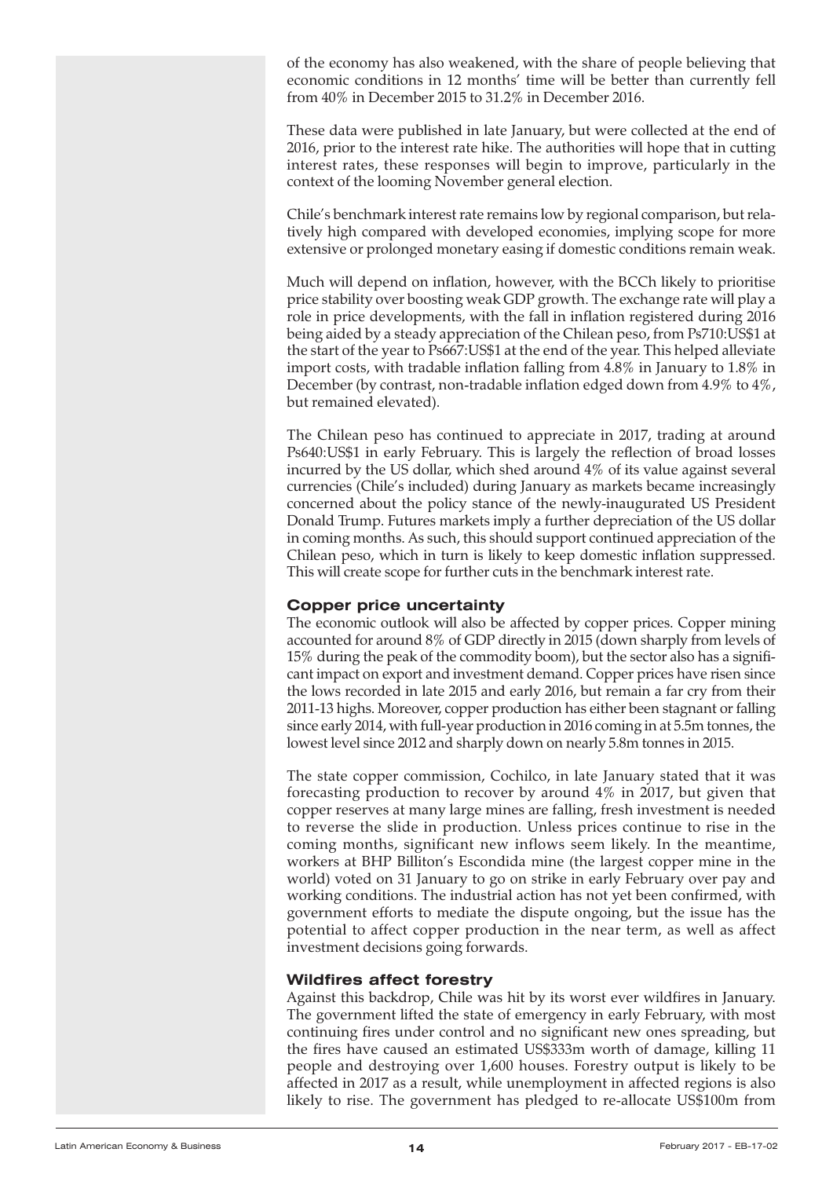of the economy has also weakened, with the share of people believing that economic conditions in 12 months' time will be better than currently fell from 40% in December 2015 to 31.2% in December 2016.

These data were published in late January, but were collected at the end of 2016, prior to the interest rate hike. The authorities will hope that in cutting interest rates, these responses will begin to improve, particularly in the context of the looming November general election.

Chile's benchmark interest rate remains low by regional comparison, but relatively high compared with developed economies, implying scope for more extensive or prolonged monetary easing if domestic conditions remain weak.

Much will depend on inflation, however, with the BCCh likely to prioritise price stability over boosting weak GDP growth. The exchange rate will play a role in price developments, with the fall in inflation registered during 2016 being aided by a steady appreciation of the Chilean peso, from Ps710:US$1 at the start of the year to Ps667:US$1 at the end of the year. This helped alleviate import costs, with tradable inflation falling from 4.8% in January to 1.8% in December (by contrast, non-tradable inflation edged down from 4.9% to 4%, but remained elevated).

The Chilean peso has continued to appreciate in 2017, trading at around Ps640:US$1 in early February. This is largely the reflection of broad losses incurred by the US dollar, which shed around 4% of its value against several currencies (Chile's included) during January as markets became increasingly concerned about the policy stance of the newly-inaugurated US President Donald Trump. Futures markets imply a further depreciation of the US dollar in coming months. As such, this should support continued appreciation of the Chilean peso, which in turn is likely to keep domestic inflation suppressed. This will create scope for further cuts in the benchmark interest rate.

## Copper price uncertainty

The economic outlook will also be affected by copper prices. Copper mining accounted for around 8% of GDP directly in 2015 (down sharply from levels of 15% during the peak of the commodity boom), but the sector also has a significant impact on export and investment demand. Copper prices have risen since the lows recorded in late 2015 and early 2016, but remain a far cry from their 2011-13 highs. Moreover, copper production has either been stagnant or falling since early 2014, with full-year production in 2016 coming in at 5.5m tonnes, the lowest level since 2012 and sharply down on nearly 5.8m tonnes in 2015.

The state copper commission, Cochilco, in late January stated that it was forecasting production to recover by around 4% in 2017, but given that copper reserves at many large mines are falling, fresh investment is needed to reverse the slide in production. Unless prices continue to rise in the coming months, significant new inflows seem likely. In the meantime, workers at BHP Billiton's Escondida mine (the largest copper mine in the world) voted on 31 January to go on strike in early February over pay and working conditions. The industrial action has not yet been confirmed, with government efforts to mediate the dispute ongoing, but the issue has the potential to affect copper production in the near term, as well as affect investment decisions going forwards.

## Wildfires affect forestry

Against this backdrop, Chile was hit by its worst ever wildfires in January. The government lifted the state of emergency in early February, with most continuing fires under control and no significant new ones spreading, but the fires have caused an estimated US$333m worth of damage, killing 11 people and destroying over 1,600 houses. Forestry output is likely to be affected in 2017 as a result, while unemployment in affected regions is also likely to rise. The government has pledged to re-allocate US$100m from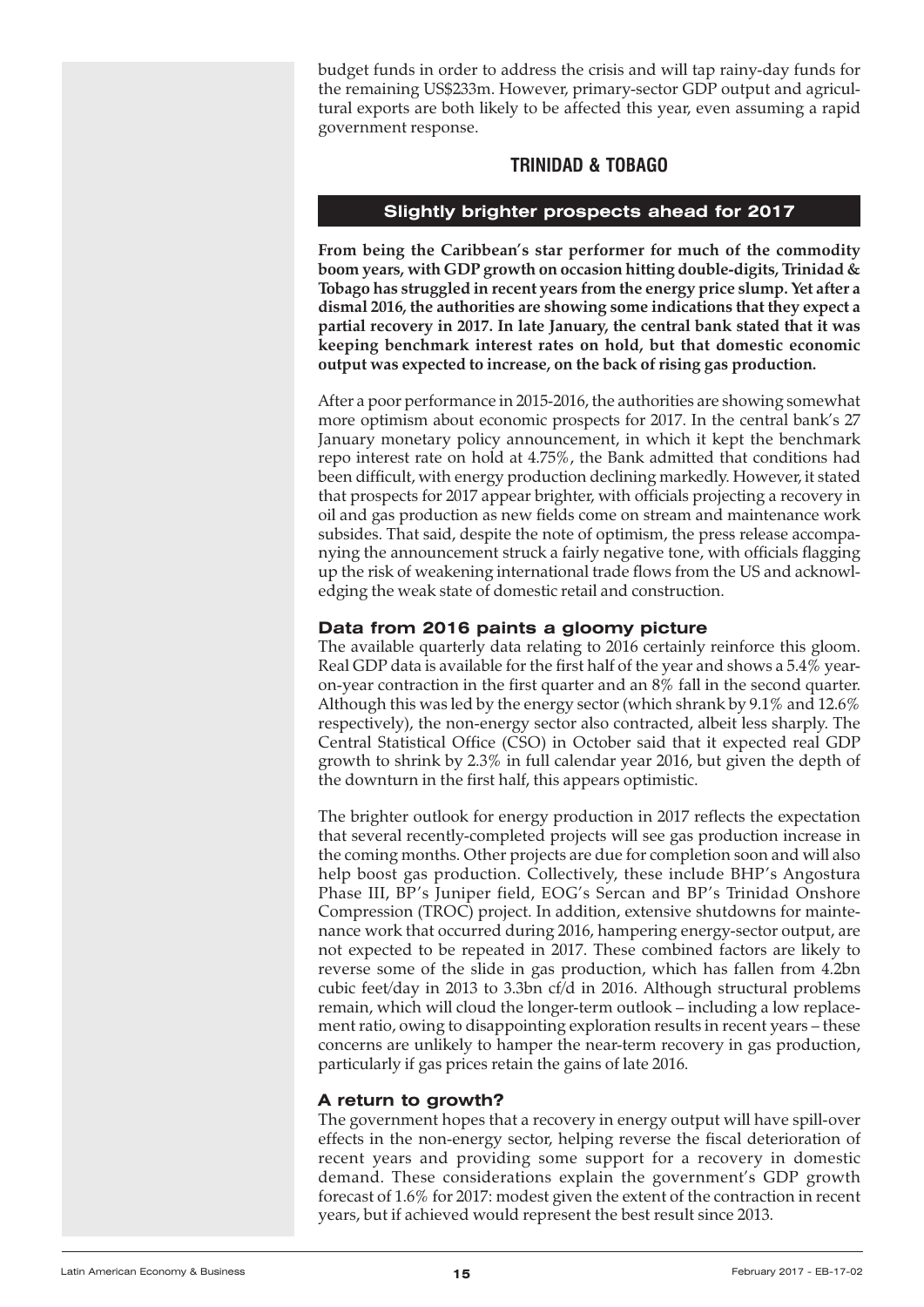budget funds in order to address the crisis and will tap rainy-day funds for the remaining US$233m. However, primary-sector GDP output and agricultural exports are both likely to be affected this year, even assuming a rapid government response.

## TRINIDAD & TOBAGO

### Slightly brighter prospects ahead for 2017

**From being the Caribbean's star performer for much of the commodity boom years, with GDP growth on occasion hitting double-digits, Trinidad & Tobago has struggled in recent years from the energy price slump. Yet after a dismal 2016, the authorities are showing some indications that they expect a partial recovery in 2017. In late January, the central bank stated that it was keeping benchmark interest rates on hold, but that domestic economic output was expected to increase, on the back of rising gas production.**

After a poor performance in 2015-2016, the authorities are showing somewhat more optimism about economic prospects for 2017. In the central bank's 27 January monetary policy announcement, in which it kept the benchmark repo interest rate on hold at 4.75%, the Bank admitted that conditions had been difficult, with energy production declining markedly. However, it stated that prospects for 2017 appear brighter, with officials projecting a recovery in oil and gas production as new fields come on stream and maintenance work subsides. That said, despite the note of optimism, the press release accompanying the announcement struck a fairly negative tone, with officials flagging up the risk of weakening international trade flows from the US and acknowledging the weak state of domestic retail and construction.

#### Data from 2016 paints a gloomy picture

The available quarterly data relating to 2016 certainly reinforce this gloom. Real GDP data is available for the first half of the year and shows a 5.4% year-on-year contraction in the first quarter and an 8% fall in the second quarter. Although this was led by the energy sector (which shrank by 9.1% and 12.6% respectively), the non-energy sector also contracted, albeit less sharply. The Central Statistical Office (CSO) in October said that it expected real GDP growth to shrink by 2.3% in full calendar year 2016, but given the depth of the downturn in the first half, this appears optimistic.

The brighter outlook for energy production in 2017 reflects the expectation that several recently-completed projects will see gas production increase in the coming months. Other projects are due for completion soon and will also help boost gas production. Collectively, these include BHP's Angostura Phase III, BP's Juniper field, EOG's Sercan and BP's Trinidad Onshore Compression (TROC) project. In addition, extensive shutdowns for maintenance work that occurred during 2016, hampering energy-sector output, are not expected to be repeated in 2017. These combined factors are likely to reverse some of the slide in gas production, which has fallen from 4.2bn cubic feet/day in 2013 to 3.3bn cf/d in 2016. Although structural problems remain, which will cloud the longer-term outlook – including a low replacement ratio, owing to disappointing exploration results in recent years – these concerns are unlikely to hamper the near-term recovery in gas production, particularly if gas prices retain the gains of late 2016.

#### A return to growth?

The government hopes that a recovery in energy output will have spill-over effects in the non-energy sector, helping reverse the fiscal deterioration of recent years and providing some support for a recovery in domestic demand. These considerations explain the government's GDP growth forecast of 1.6% for 2017: modest given the extent of the contraction in recent years, but if achieved would represent the best result since 2013.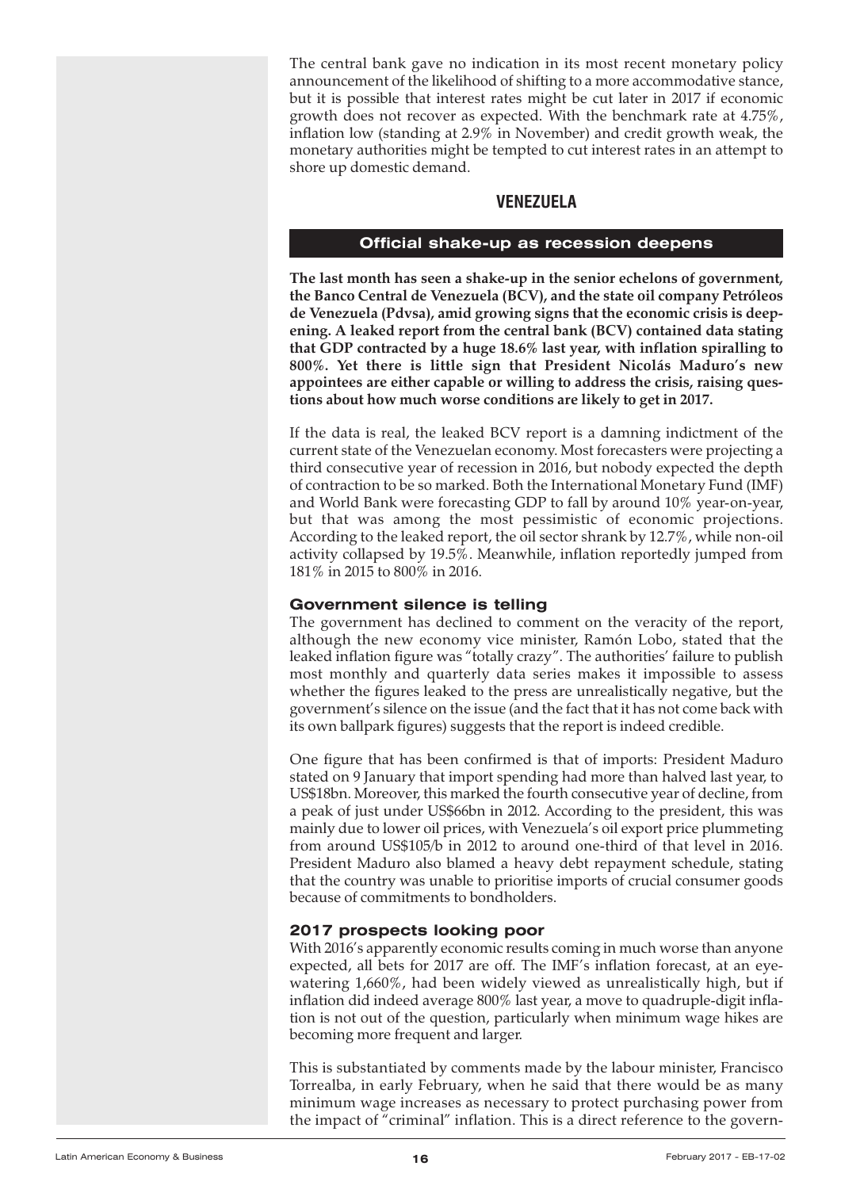The central bank gave no indication in its most recent monetary policy announcement of the likelihood of shifting to a more accommodative stance, but it is possible that interest rates might be cut later in 2017 if economic growth does not recover as expected. With the benchmark rate at 4.75%, inflation low (standing at 2.9% in November) and credit growth weak, the monetary authorities might be tempted to cut interest rates in an attempt to shore up domestic demand.

# VENEZUELA

## Official shake-up as recession deepens

**The last month has seen a shake-up in the senior echelons of government, the Banco Central de Venezuela (BCV), and the state oil company Petróleos de Venezuela (Pdvsa), amid growing signs that the economic crisis is deepening. A leaked report from the central bank (BCV) contained data stating that GDP contracted by a huge 18.6% last year, with inflation spiralling to 800%. Yet there is little sign that President Nicolás Maduro's new appointees are either capable or willing to address the crisis, raising questions about how much worse conditions are likely to get in 2017.**

If the data is real, the leaked BCV report is a damning indictment of the current state of the Venezuelan economy. Most forecasters were projecting a third consecutive year of recession in 2016, but nobody expected the depth of contraction to be so marked. Both the International Monetary Fund (IMF) and World Bank were forecasting GDP to fall by around 10% year-on-year, but that was among the most pessimistic of economic projections. According to the leaked report, the oil sector shrank by 12.7%, while non-oil activity collapsed by 19.5%. Meanwhile, inflation reportedly jumped from 181% in 2015 to 800% in 2016.

### Government silence is telling

The government has declined to comment on the veracity of the report, although the new economy vice minister, Ramón Lobo, stated that the leaked inflation figure was "totally crazy". The authorities' failure to publish most monthly and quarterly data series makes it impossible to assess whether the figures leaked to the press are unrealistically negative, but the government's silence on the issue (and the fact that it has not come back with its own ballpark figures) suggests that the report is indeed credible.

One figure that has been confirmed is that of imports: President Maduro stated on 9 January that import spending had more than halved last year, to US$18bn. Moreover, this marked the fourth consecutive year of decline, from a peak of just under US$66bn in 2012. According to the president, this was mainly due to lower oil prices, with Venezuela's oil export price plummeting from around US$105/b in 2012 to around one-third of that level in 2016. President Maduro also blamed a heavy debt repayment schedule, stating that the country was unable to prioritise imports of crucial consumer goods because of commitments to bondholders.

### 2017 prospects looking poor

With 2016's apparently economic results coming in much worse than anyone expected, all bets for 2017 are off. The IMF's inflation forecast, at an eye-watering 1,660%, had been widely viewed as unrealistically high, but if inflation did indeed average 800% last year, a move to quadruple-digit inflation is not out of the question, particularly when minimum wage hikes are becoming more frequent and larger.

This is substantiated by comments made by the labour minister, Francisco Torrealba, in early February, when he said that there would be as many minimum wage increases as necessary to protect purchasing power from the impact of "criminal" inflation. This is a direct reference to the govern-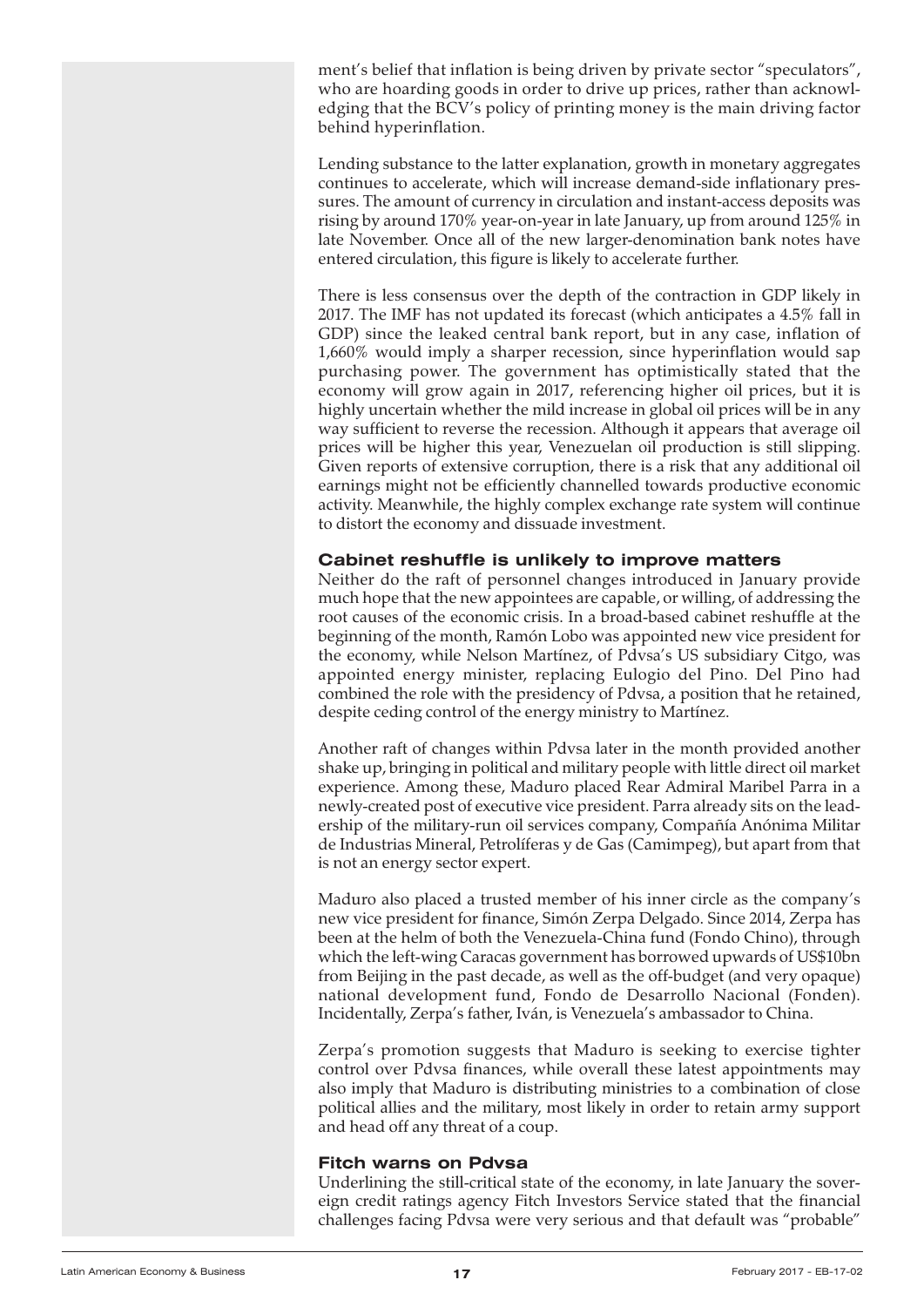ment's belief that inflation is being driven by private sector "speculators", who are hoarding goods in order to drive up prices, rather than acknowledging that the BCV's policy of printing money is the main driving factor behind hyperinflation.

Lending substance to the latter explanation, growth in monetary aggregates continues to accelerate, which will increase demand-side inflationary pressures. The amount of currency in circulation and instant-access deposits was rising by around 170% year-on-year in late January, up from around 125% in late November. Once all of the new larger-denomination bank notes have entered circulation, this figure is likely to accelerate further.

There is less consensus over the depth of the contraction in GDP likely in 2017. The IMF has not updated its forecast (which anticipates a 4.5% fall in GDP) since the leaked central bank report, but in any case, inflation of 1,660% would imply a sharper recession, since hyperinflation would sap purchasing power. The government has optimistically stated that the economy will grow again in 2017, referencing higher oil prices, but it is highly uncertain whether the mild increase in global oil prices will be in any way sufficient to reverse the recession. Although it appears that average oil prices will be higher this year, Venezuelan oil production is still slipping. Given reports of extensive corruption, there is a risk that any additional oil earnings might not be efficiently channelled towards productive economic activity. Meanwhile, the highly complex exchange rate system will continue to distort the economy and dissuade investment.

### Cabinet reshuffle is unlikely to improve matters

Neither do the raft of personnel changes introduced in January provide much hope that the new appointees are capable, or willing, of addressing the root causes of the economic crisis. In a broad-based cabinet reshuffle at the beginning of the month, Ramón Lobo was appointed new vice president for the economy, while Nelson Martínez, of Pdvsa's US subsidiary Citgo, was appointed energy minister, replacing Eulogio del Pino. Del Pino had combined the role with the presidency of Pdvsa, a position that he retained, despite ceding control of the energy ministry to Martínez.

Another raft of changes within Pdvsa later in the month provided another shake up, bringing in political and military people with little direct oil market experience. Among these, Maduro placed Rear Admiral Maribel Parra in a newly-created post of executive vice president. Parra already sits on the leadership of the military-run oil services company, Compañía Anónima Militar de Industrias Mineral, Petrolíferas y de Gas (Camimpeg), but apart from that is not an energy sector expert.

Maduro also placed a trusted member of his inner circle as the company's new vice president for finance, Simón Zerpa Delgado. Since 2014, Zerpa has been at the helm of both the Venezuela-China fund (Fondo Chino), through which the left-wing Caracas government has borrowed upwards of US$10bn from Beijing in the past decade, as well as the off-budget (and very opaque) national development fund, Fondo de Desarrollo Nacional (Fonden). Incidentally, Zerpa's father, Iván, is Venezuela's ambassador to China.

Zerpa's promotion suggests that Maduro is seeking to exercise tighter control over Pdvsa finances, while overall these latest appointments may also imply that Maduro is distributing ministries to a combination of close political allies and the military, most likely in order to retain army support and head off any threat of a coup.

### Fitch warns on Pdvsa

Underlining the still-critical state of the economy, in late January the sovereign credit ratings agency Fitch Investors Service stated that the financial challenges facing Pdvsa were very serious and that default was "probable"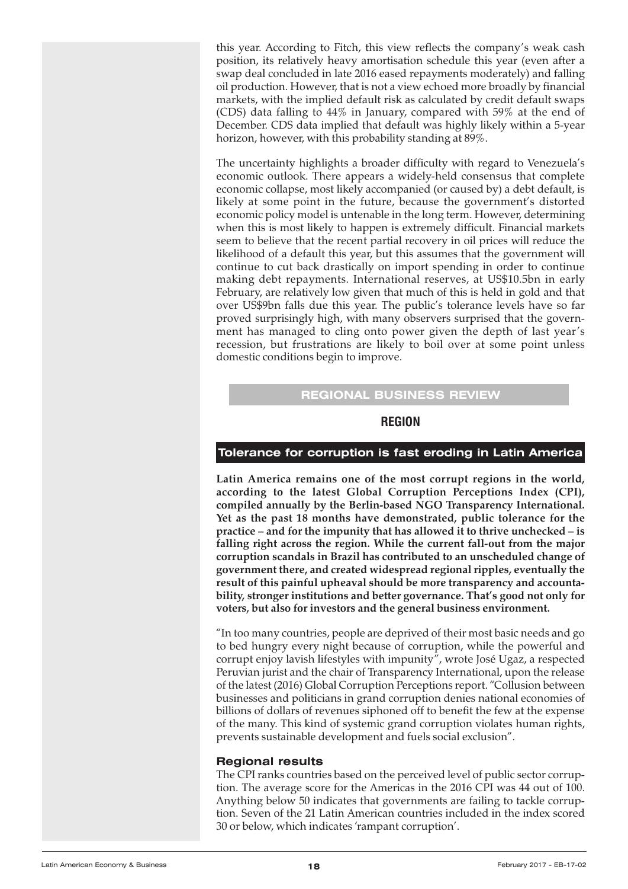this year. According to Fitch, this view reflects the company's weak cash position, its relatively heavy amortisation schedule this year (even after a swap deal concluded in late 2016 eased repayments moderately) and falling oil production. However, that is not a view echoed more broadly by financial markets, with the implied default risk as calculated by credit default swaps (CDS) data falling to 44% in January, compared with 59% at the end of December. CDS data implied that default was highly likely within a 5-year horizon, however, with this probability standing at 89%.

The uncertainty highlights a broader difficulty with regard to Venezuela's economic outlook. There appears a widely-held consensus that complete economic collapse, most likely accompanied (or caused by) a debt default, is likely at some point in the future, because the government's distorted economic policy model is untenable in the long term. However, determining when this is most likely to happen is extremely difficult. Financial markets seem to believe that the recent partial recovery in oil prices will reduce the likelihood of a default this year, but this assumes that the government will continue to cut back drastically on import spending in order to continue making debt repayments. International reserves, at US$10.5bn in early February, are relatively low given that much of this is held in gold and that over US$9bn falls due this year. The public's tolerance levels have so far proved surprisingly high, with many observers surprised that the government has managed to cling onto power given the depth of last year's recession, but frustrations are likely to boil over at some point unless domestic conditions begin to improve.

# REGIONAL BUSINESS REVIEW

## REGION

### Tolerance for corruption is fast eroding in Latin America

**Latin America remains one of the most corrupt regions in the world, according to the latest Global Corruption Perceptions Index (CPI), compiled annually by the Berlin-based NGO Transparency International. Yet as the past 18 months have demonstrated, public tolerance for the practice – and for the impunity that has allowed it to thrive unchecked – is falling right across the region. While the current fall-out from the major corruption scandals in Brazil has contributed to an unscheduled change of government there, and created widespread regional ripples, eventually the result of this painful upheaval should be more transparency and accountability, stronger institutions and better governance. That's good not only for voters, but also for investors and the general business environment.**

"In too many countries, people are deprived of their most basic needs and go to bed hungry every night because of corruption, while the powerful and corrupt enjoy lavish lifestyles with impunity", wrote José Ugaz, a respected Peruvian jurist and the chair of Transparency International, upon the release of the latest (2016) Global Corruption Perceptions report. "Collusion between businesses and politicians in grand corruption denies national economies of billions of dollars of revenues siphoned off to benefit the few at the expense of the many. This kind of systemic grand corruption violates human rights, prevents sustainable development and fuels social exclusion".

#### Regional results

The CPI ranks countries based on the perceived level of public sector corruption. The average score for the Americas in the 2016 CPI was 44 out of 100. Anything below 50 indicates that governments are failing to tackle corruption. Seven of the 21 Latin American countries included in the index scored 30 or below, which indicates 'rampant corruption'.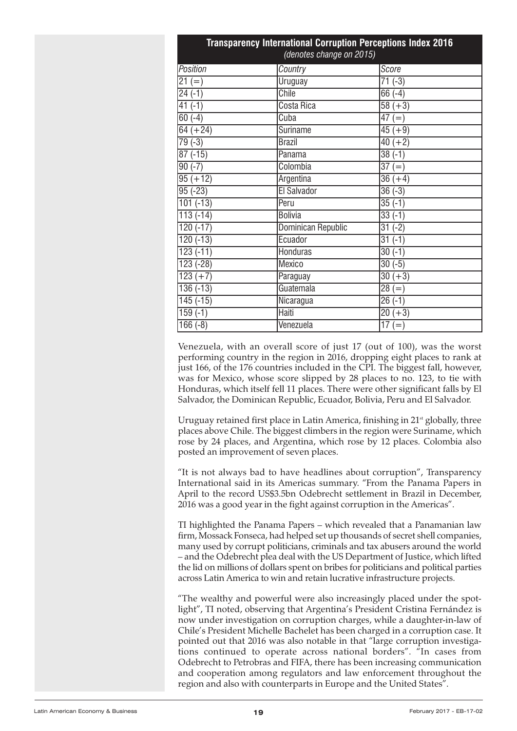**Transparency International Corruption Perceptions Index 2016**
*(denotes change on 2015)*

| *Position* | *Country* | *Score* |
|---|---|---|
| 21 (=) | Uruguay | 71 (-3) |
| 24 (-1) | Chile | 66 (-4) |
| 41 (-1) | Costa Rica | 58 (+3) |
| 60 (-4) | Cuba | 47 (=) |
| 64 (+24) | Suriname | 45 (+9) |
| 79 (-3) | Brazil | 40 (+2) |
| 87 (-15) | Panama | 38 (-1) |
| 90 (-7) | Colombia | 37 (=) |
| 95 (+12) | Argentina | 36 (+4) |
| 95 (-23) | El Salvador | 36 (-3) |
| 101 (-13) | Peru | 35 (-1) |
| 113 (-14) | Bolivia | 33 (-1) |
| 120 (-17) | Dominican Republic | 31 (-2) |
| 120 (-13) | Ecuador | 31 (-1) |
| 123 (-11) | Honduras | 30 (-1) |
| 123 (-28) | Mexico | 30 (-5) |
| 123 (+7) | Paraguay | 30 (+3) |
| 136 (-13) | Guatemala | 28 (=) |
| 145 (-15) | Nicaragua | 26 (-1) |
| 159 (-1) | Haiti | 20 (+3) |
| 166 (-8) | Venezuela | 17 (=) |

Venezuela, with an overall score of just 17 (out of 100), was the worst performing country in the region in 2016, dropping eight places to rank at just 166, of the 176 countries included in the CPI. The biggest fall, however, was for Mexico, whose score slipped by 28 places to no. 123, to tie with Honduras, which itself fell 11 places. There were other significant falls by El Salvador, the Dominican Republic, Ecuador, Bolivia, Peru and El Salvador.

Uruguay retained first place in Latin America, finishing in 21st globally, three places above Chile. The biggest climbers in the region were Suriname, which rose by 24 places, and Argentina, which rose by 12 places. Colombia also posted an improvement of seven places.

"It is not always bad to have headlines about corruption", Transparency International said in its Americas summary. "From the Panama Papers in April to the record US$3.5bn Odebrecht settlement in Brazil in December, 2016 was a good year in the fight against corruption in the Americas".

TI highlighted the Panama Papers – which revealed that a Panamanian law firm, Mossack Fonseca, had helped set up thousands of secret shell companies, many used by corrupt politicians, criminals and tax abusers around the world – and the Odebrecht plea deal with the US Department of Justice, which lifted the lid on millions of dollars spent on bribes for politicians and political parties across Latin America to win and retain lucrative infrastructure projects.

"The wealthy and powerful were also increasingly placed under the spotlight", TI noted, observing that Argentina's President Cristina Fernández is now under investigation on corruption charges, while a daughter-in-law of Chile's President Michelle Bachelet has been charged in a corruption case. It pointed out that 2016 was also notable in that "large corruption investigations continued to operate across national borders". "In cases from Odebrecht to Petrobras and FIFA, there has been increasing communication and cooperation among regulators and law enforcement throughout the region and also with counterparts in Europe and the United States".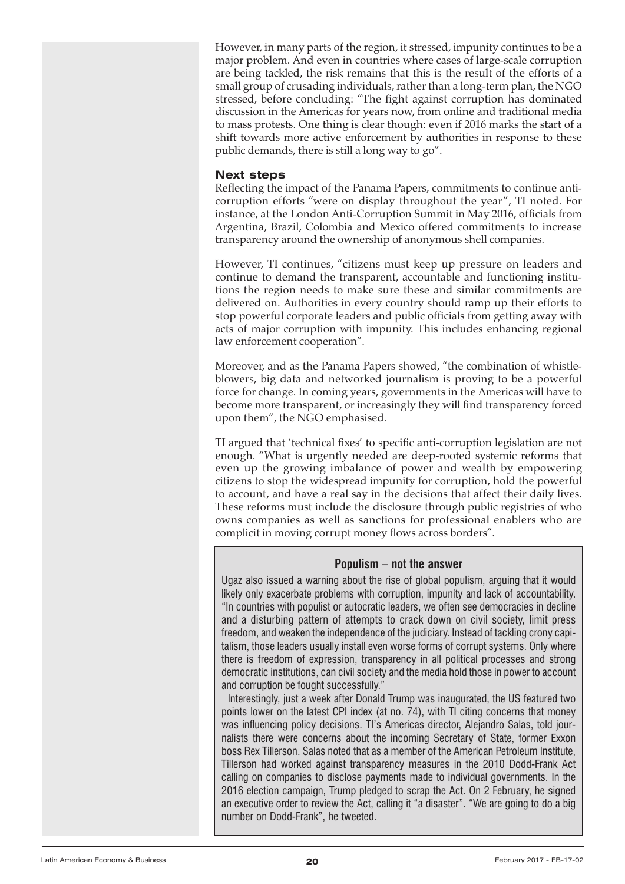However, in many parts of the region, it stressed, impunity continues to be a major problem. And even in countries where cases of large-scale corruption are being tackled, the risk remains that this is the result of the efforts of a small group of crusading individuals, rather than a long-term plan, the NGO stressed, before concluding: "The fight against corruption has dominated discussion in the Americas for years now, from online and traditional media to mass protests. One thing is clear though: even if 2016 marks the start of a shift towards more active enforcement by authorities in response to these public demands, there is still a long way to go".

### Next steps

Reflecting the impact of the Panama Papers, commitments to continue anti-corruption efforts "were on display throughout the year", TI noted. For instance, at the London Anti-Corruption Summit in May 2016, officials from Argentina, Brazil, Colombia and Mexico offered commitments to increase transparency around the ownership of anonymous shell companies.

However, TI continues, "citizens must keep up pressure on leaders and continue to demand the transparent, accountable and functioning institutions the region needs to make sure these and similar commitments are delivered on. Authorities in every country should ramp up their efforts to stop powerful corporate leaders and public officials from getting away with acts of major corruption with impunity. This includes enhancing regional law enforcement cooperation".

Moreover, and as the Panama Papers showed, "the combination of whistle-blowers, big data and networked journalism is proving to be a powerful force for change. In coming years, governments in the Americas will have to become more transparent, or increasingly they will find transparency forced upon them", the NGO emphasised.

TI argued that 'technical fixes' to specific anti-corruption legislation are not enough. "What is urgently needed are deep-rooted systemic reforms that even up the growing imbalance of power and wealth by empowering citizens to stop the widespread impunity for corruption, hold the powerful to account, and have a real say in the decisions that affect their daily lives. These reforms must include the disclosure through public registries of who owns companies as well as sanctions for professional enablers who are complicit in moving corrupt money flows across borders".

#### Populism – not the answer

Ugaz also issued a warning about the rise of global populism, arguing that it would likely only exacerbate problems with corruption, impunity and lack of accountability. "In countries with populist or autocratic leaders, we often see democracies in decline and a disturbing pattern of attempts to crack down on civil society, limit press freedom, and weaken the independence of the judiciary. Instead of tackling crony capitalism, those leaders usually install even worse forms of corrupt systems. Only where there is freedom of expression, transparency in all political processes and strong democratic institutions, can civil society and the media hold those in power to account and corruption be fought successfully."

Interestingly, just a week after Donald Trump was inaugurated, the US featured two points lower on the latest CPI index (at no. 74), with TI citing concerns that money was influencing policy decisions. TI's Americas director, Alejandro Salas, told journalists there were concerns about the incoming Secretary of State, former Exxon boss Rex Tillerson. Salas noted that as a member of the American Petroleum Institute, Tillerson had worked against transparency measures in the 2010 Dodd-Frank Act calling on companies to disclose payments made to individual governments. In the 2016 election campaign, Trump pledged to scrap the Act. On 2 February, he signed an executive order to review the Act, calling it "a disaster". "We are going to do a big number on Dodd-Frank", he tweeted.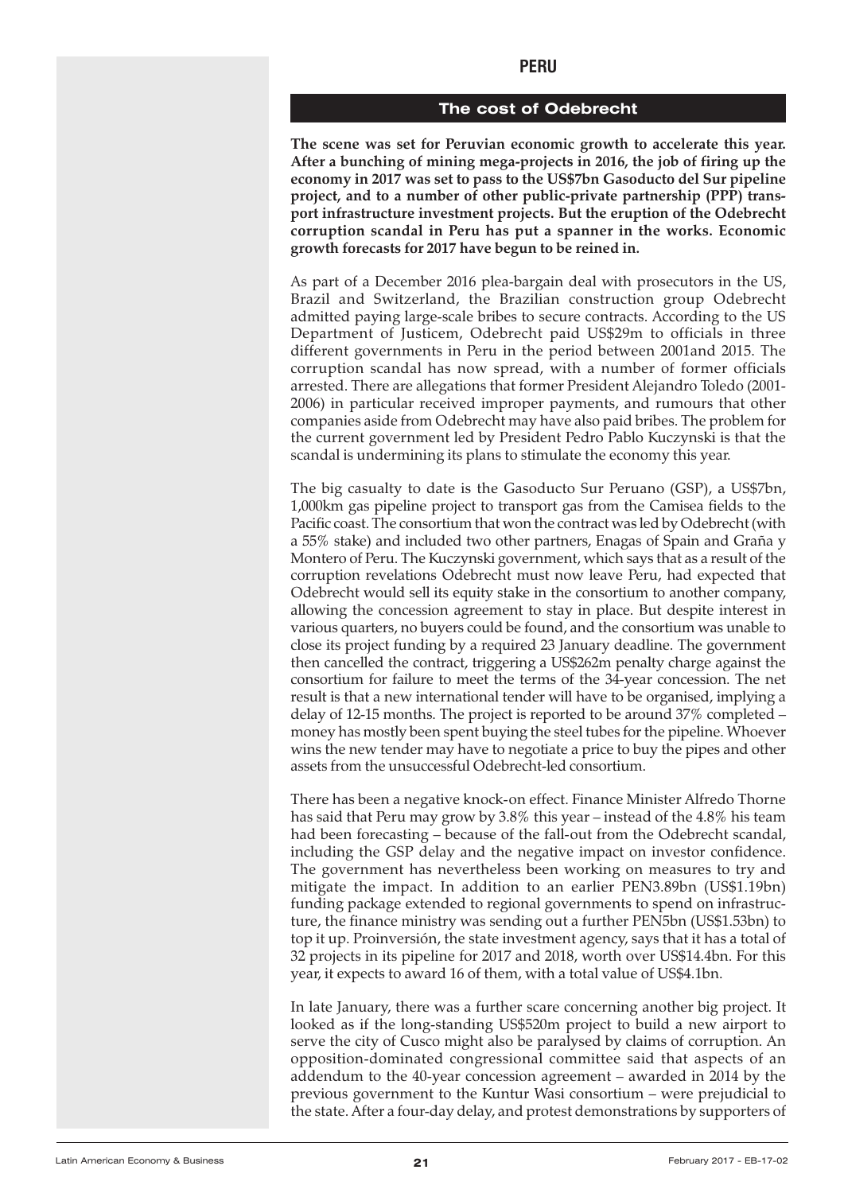## PERU

### The cost of Odebrecht

**The scene was set for Peruvian economic growth to accelerate this year. After a bunching of mining mega-projects in 2016, the job of firing up the economy in 2017 was set to pass to the US$7bn Gasoducto del Sur pipeline project, and to a number of other public-private partnership (PPP) transport infrastructure investment projects. But the eruption of the Odebrecht corruption scandal in Peru has put a spanner in the works. Economic growth forecasts for 2017 have begun to be reined in.**

As part of a December 2016 plea-bargain deal with prosecutors in the US, Brazil and Switzerland, the Brazilian construction group Odebrecht admitted paying large-scale bribes to secure contracts. According to the US Department of Justicem, Odebrecht paid US$29m to officials in three different governments in Peru in the period between 2001and 2015. The corruption scandal has now spread, with a number of former officials arrested. There are allegations that former President Alejandro Toledo (2001-2006) in particular received improper payments, and rumours that other companies aside from Odebrecht may have also paid bribes. The problem for the current government led by President Pedro Pablo Kuczynski is that the scandal is undermining its plans to stimulate the economy this year.

The big casualty to date is the Gasoducto Sur Peruano (GSP), a US$7bn, 1,000km gas pipeline project to transport gas from the Camisea fields to the Pacific coast. The consortium that won the contract was led by Odebrecht (with a 55% stake) and included two other partners, Enagas of Spain and Graña y Montero of Peru. The Kuczynski government, which says that as a result of the corruption revelations Odebrecht must now leave Peru, had expected that Odebrecht would sell its equity stake in the consortium to another company, allowing the concession agreement to stay in place. But despite interest in various quarters, no buyers could be found, and the consortium was unable to close its project funding by a required 23 January deadline. The government then cancelled the contract, triggering a US$262m penalty charge against the consortium for failure to meet the terms of the 34-year concession. The net result is that a new international tender will have to be organised, implying a delay of 12-15 months. The project is reported to be around 37% completed – money has mostly been spent buying the steel tubes for the pipeline. Whoever wins the new tender may have to negotiate a price to buy the pipes and other assets from the unsuccessful Odebrecht-led consortium.

There has been a negative knock-on effect. Finance Minister Alfredo Thorne has said that Peru may grow by 3.8% this year – instead of the 4.8% his team had been forecasting – because of the fall-out from the Odebrecht scandal, including the GSP delay and the negative impact on investor confidence. The government has nevertheless been working on measures to try and mitigate the impact. In addition to an earlier PEN3.89bn (US$1.19bn) funding package extended to regional governments to spend on infrastructure, the finance ministry was sending out a further PEN5bn (US$1.53bn) to top it up. Proinversión, the state investment agency, says that it has a total of 32 projects in its pipeline for 2017 and 2018, worth over US$14.4bn. For this year, it expects to award 16 of them, with a total value of US$4.1bn.

In late January, there was a further scare concerning another big project. It looked as if the long-standing US$520m project to build a new airport to serve the city of Cusco might also be paralysed by claims of corruption. An opposition-dominated congressional committee said that aspects of an addendum to the 40-year concession agreement – awarded in 2014 by the previous government to the Kuntur Wasi consortium – were prejudicial to the state. After a four-day delay, and protest demonstrations by supporters of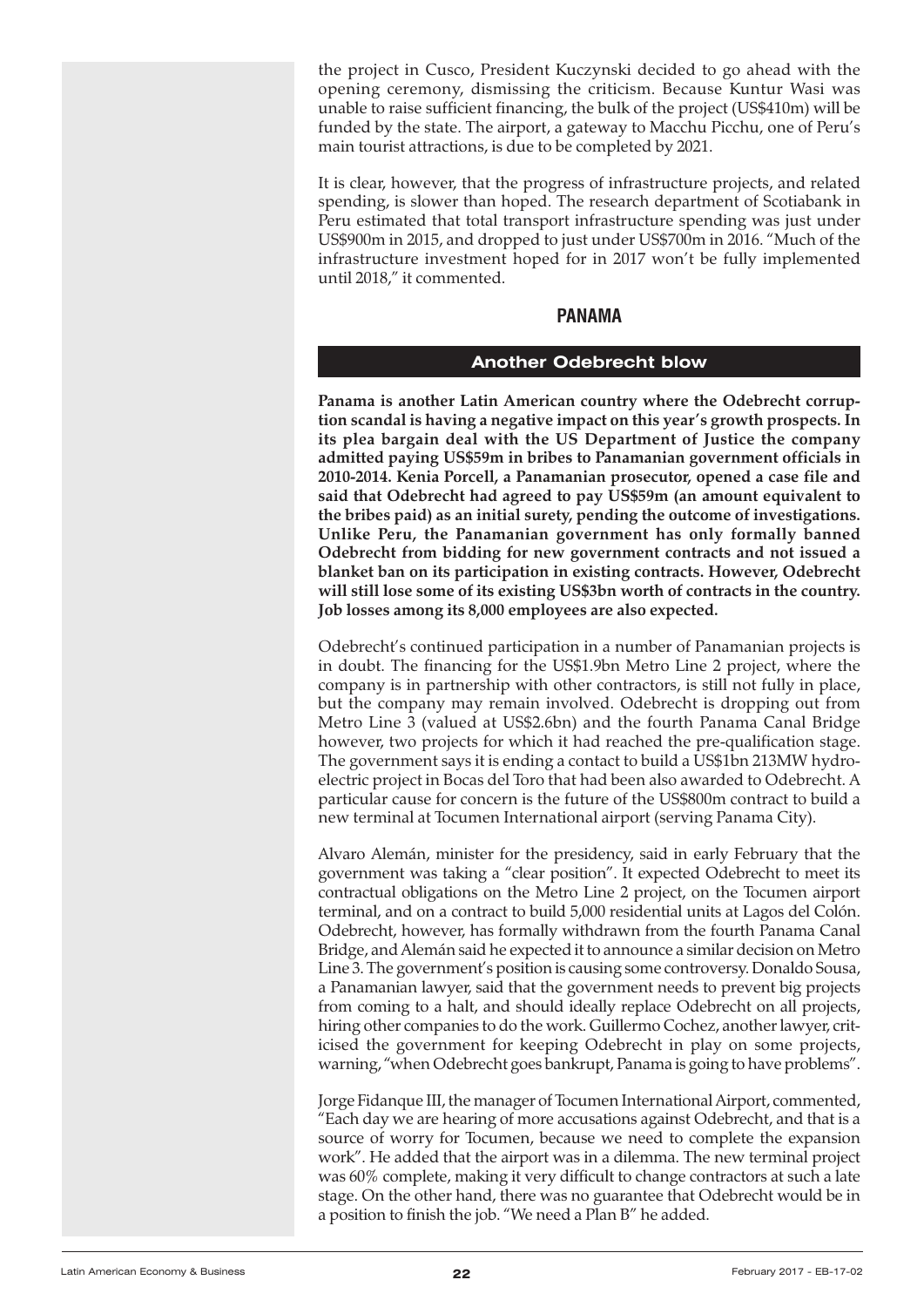the project in Cusco, President Kuczynski decided to go ahead with the opening ceremony, dismissing the criticism. Because Kuntur Wasi was unable to raise sufficient financing, the bulk of the project (US$410m) will be funded by the state. The airport, a gateway to Macchu Picchu, one of Peru's main tourist attractions, is due to be completed by 2021.

It is clear, however, that the progress of infrastructure projects, and related spending, is slower than hoped. The research department of Scotiabank in Peru estimated that total transport infrastructure spending was just under US$900m in 2015, and dropped to just under US$700m in 2016. "Much of the infrastructure investment hoped for in 2017 won't be fully implemented until 2018," it commented.

## PANAMA

### Another Odebrecht blow

**Panama is another Latin American country where the Odebrecht corruption scandal is having a negative impact on this year's growth prospects. In its plea bargain deal with the US Department of Justice the company admitted paying US$59m in bribes to Panamanian government officials in 2010-2014. Kenia Porcell, a Panamanian prosecutor, opened a case file and said that Odebrecht had agreed to pay US$59m (an amount equivalent to the bribes paid) as an initial surety, pending the outcome of investigations. Unlike Peru, the Panamanian government has only formally banned Odebrecht from bidding for new government contracts and not issued a blanket ban on its participation in existing contracts. However, Odebrecht will still lose some of its existing US$3bn worth of contracts in the country. Job losses among its 8,000 employees are also expected.**

Odebrecht's continued participation in a number of Panamanian projects is in doubt. The financing for the US$1.9bn Metro Line 2 project, where the company is in partnership with other contractors, is still not fully in place, but the company may remain involved. Odebrecht is dropping out from Metro Line 3 (valued at US$2.6bn) and the fourth Panama Canal Bridge however, two projects for which it had reached the pre-qualification stage. The government says it is ending a contact to build a US$1bn 213MW hydroelectric project in Bocas del Toro that had been also awarded to Odebrecht. A particular cause for concern is the future of the US$800m contract to build a new terminal at Tocumen International airport (serving Panama City).

Alvaro Alemán, minister for the presidency, said in early February that the government was taking a "clear position". It expected Odebrecht to meet its contractual obligations on the Metro Line 2 project, on the Tocumen airport terminal, and on a contract to build 5,000 residential units at Lagos del Colón. Odebrecht, however, has formally withdrawn from the fourth Panama Canal Bridge, and Alemán said he expected it to announce a similar decision on Metro Line 3. The government's position is causing some controversy. Donaldo Sousa, a Panamanian lawyer, said that the government needs to prevent big projects from coming to a halt, and should ideally replace Odebrecht on all projects, hiring other companies to do the work. Guillermo Cochez, another lawyer, criticised the government for keeping Odebrecht in play on some projects, warning, "when Odebrecht goes bankrupt, Panama is going to have problems".

Jorge Fidanque III, the manager of Tocumen International Airport, commented, "Each day we are hearing of more accusations against Odebrecht, and that is a source of worry for Tocumen, because we need to complete the expansion work". He added that the airport was in a dilemma. The new terminal project was 60% complete, making it very difficult to change contractors at such a late stage. On the other hand, there was no guarantee that Odebrecht would be in a position to finish the job. "We need a Plan B" he added.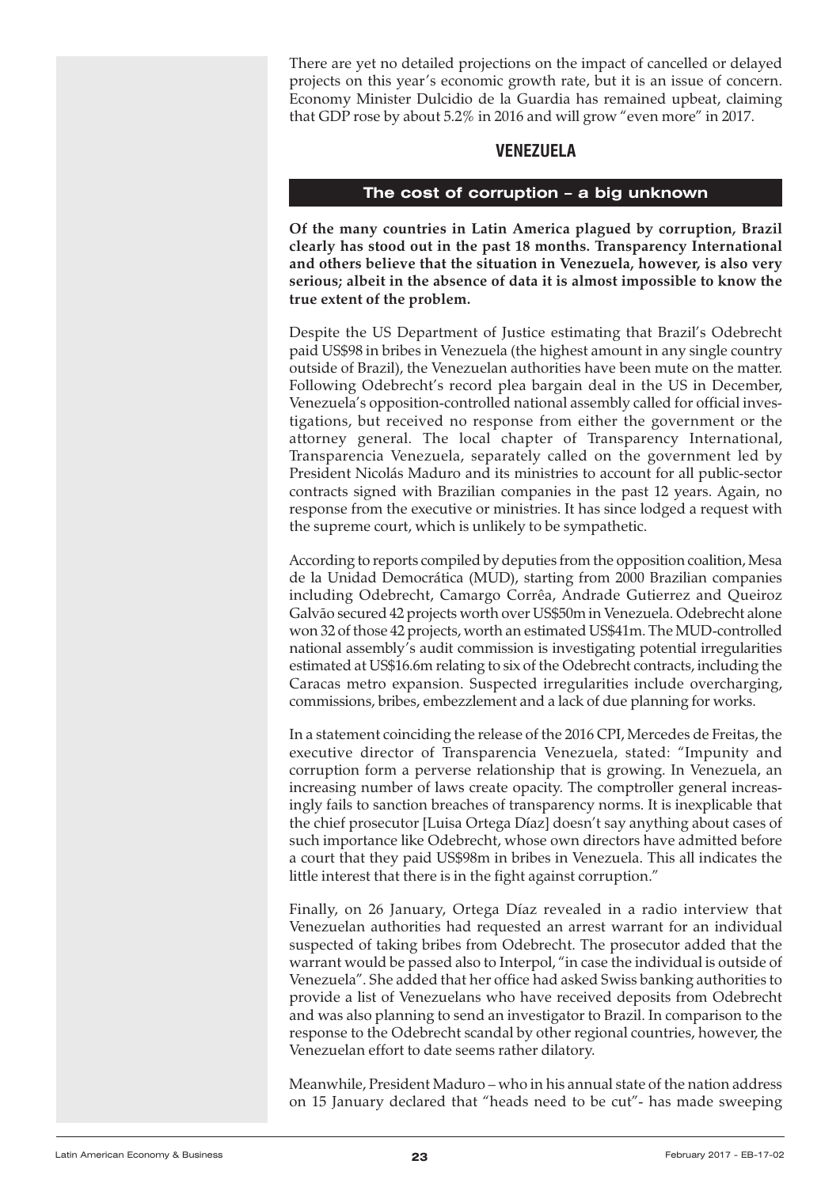There are yet no detailed projections on the impact of cancelled or delayed projects on this year's economic growth rate, but it is an issue of concern. Economy Minister Dulcidio de la Guardia has remained upbeat, claiming that GDP rose by about 5.2% in 2016 and will grow "even more" in 2017.

## VENEZUELA

### The cost of corruption – a big unknown

**Of the many countries in Latin America plagued by corruption, Brazil clearly has stood out in the past 18 months. Transparency International and others believe that the situation in Venezuela, however, is also very serious; albeit in the absence of data it is almost impossible to know the true extent of the problem.**

Despite the US Department of Justice estimating that Brazil's Odebrecht paid US$98 in bribes in Venezuela (the highest amount in any single country outside of Brazil), the Venezuelan authorities have been mute on the matter. Following Odebrecht's record plea bargain deal in the US in December, Venezuela's opposition-controlled national assembly called for official investigations, but received no response from either the government or the attorney general. The local chapter of Transparency International, Transparencia Venezuela, separately called on the government led by President Nicolás Maduro and its ministries to account for all public-sector contracts signed with Brazilian companies in the past 12 years. Again, no response from the executive or ministries. It has since lodged a request with the supreme court, which is unlikely to be sympathetic.

According to reports compiled by deputies from the opposition coalition, Mesa de la Unidad Democrática (MUD), starting from 2000 Brazilian companies including Odebrecht, Camargo Corrêa, Andrade Gutierrez and Queiroz Galvão secured 42 projects worth over US$50m in Venezuela. Odebrecht alone won 32 of those 42 projects, worth an estimated US$41m. The MUD-controlled national assembly's audit commission is investigating potential irregularities estimated at US$16.6m relating to six of the Odebrecht contracts, including the Caracas metro expansion. Suspected irregularities include overcharging, commissions, bribes, embezzlement and a lack of due planning for works.

In a statement coinciding the release of the 2016 CPI, Mercedes de Freitas, the executive director of Transparencia Venezuela, stated: "Impunity and corruption form a perverse relationship that is growing. In Venezuela, an increasing number of laws create opacity. The comptroller general increasingly fails to sanction breaches of transparency norms. It is inexplicable that the chief prosecutor [Luisa Ortega Díaz] doesn't say anything about cases of such importance like Odebrecht, whose own directors have admitted before a court that they paid US$98m in bribes in Venezuela. This all indicates the little interest that there is in the fight against corruption."

Finally, on 26 January, Ortega Díaz revealed in a radio interview that Venezuelan authorities had requested an arrest warrant for an individual suspected of taking bribes from Odebrecht. The prosecutor added that the warrant would be passed also to Interpol, "in case the individual is outside of Venezuela". She added that her office had asked Swiss banking authorities to provide a list of Venezuelans who have received deposits from Odebrecht and was also planning to send an investigator to Brazil. In comparison to the response to the Odebrecht scandal by other regional countries, however, the Venezuelan effort to date seems rather dilatory.

Meanwhile, President Maduro – who in his annual state of the nation address on 15 January declared that "heads need to be cut"- has made sweeping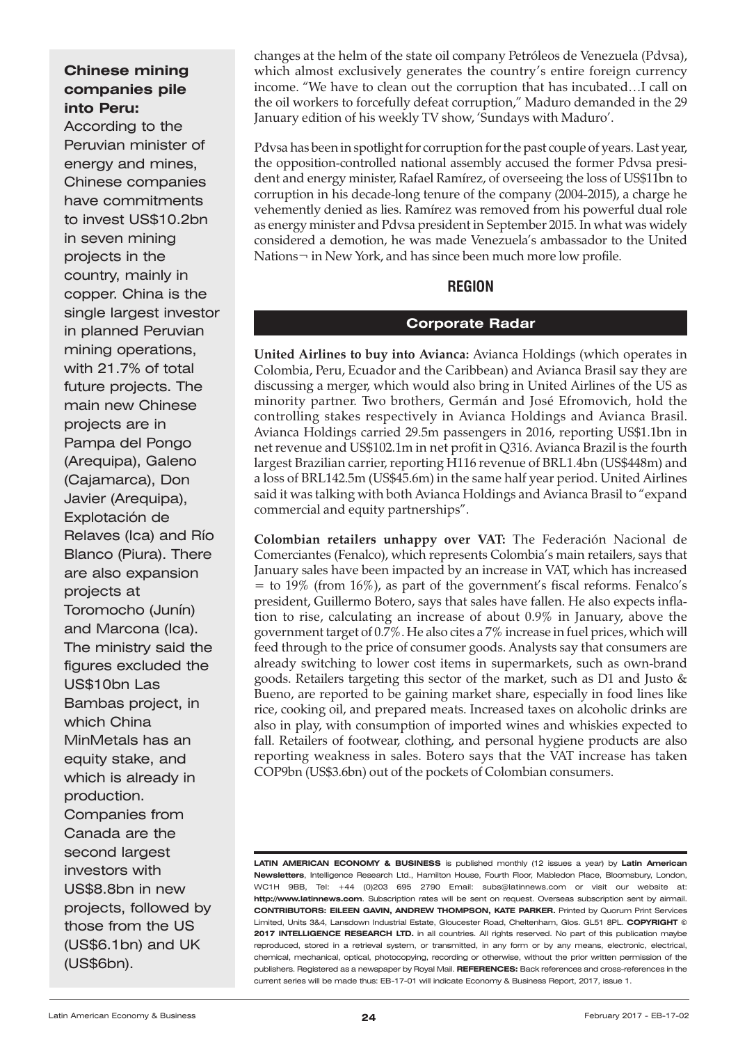**Chinese mining companies pile into Peru:**

According to the Peruvian minister of energy and mines, Chinese companies have commitments to invest US$10.2bn in seven mining projects in the country, mainly in copper. China is the single largest investor in planned Peruvian mining operations, with 21.7% of total future projects. The main new Chinese projects are in Pampa del Pongo (Arequipa), Galeno (Cajamarca), Don Javier (Arequipa), Explotación de Relaves (Ica) and Río Blanco (Piura). There are also expansion projects at Toromocho (Junín) and Marcona (Ica). The ministry said the figures excluded the US$10bn Las Bambas project, in which China MinMetals has an equity stake, and which is already in production. Companies from Canada are the second largest investors with US$8.8bn in new projects, followed by those from the US (US$6.1bn) and UK (US$6bn).

changes at the helm of the state oil company Petróleos de Venezuela (Pdvsa), which almost exclusively generates the country's entire foreign currency income. "We have to clean out the corruption that has incubated…I call on the oil workers to forcefully defeat corruption," Maduro demanded in the 29 January edition of his weekly TV show, 'Sundays with Maduro'.

Pdvsa has been in spotlight for corruption for the past couple of years. Last year, the opposition-controlled national assembly accused the former Pdvsa president and energy minister, Rafael Ramírez, of overseeing the loss of US$11bn to corruption in his decade-long tenure of the company (2004-2015), a charge he vehemently denied as lies. Ramírez was removed from his powerful dual role as energy minister and Pdvsa president in September 2015. In what was widely considered a demotion, he was made Venezuela's ambassador to the United Nations¬ in New York, and has since been much more low profile.

## REGION

### Corporate Radar

**United Airlines to buy into Avianca:** Avianca Holdings (which operates in Colombia, Peru, Ecuador and the Caribbean) and Avianca Brasil say they are discussing a merger, which would also bring in United Airlines of the US as minority partner. Two brothers, Germán and José Efromovich, hold the controlling stakes respectively in Avianca Holdings and Avianca Brasil. Avianca Holdings carried 29.5m passengers in 2016, reporting US$1.1bn in net revenue and US$102.1m in net profit in Q316. Avianca Brazil is the fourth largest Brazilian carrier, reporting H116 revenue of BRL1.4bn (US$448m) and a loss of BRL142.5m (US$45.6m) in the same half year period. United Airlines said it was talking with both Avianca Holdings and Avianca Brasil to "expand commercial and equity partnerships".

**Colombian retailers unhappy over VAT:** The Federación Nacional de Comerciantes (Fenalco), which represents Colombia's main retailers, says that January sales have been impacted by an increase in VAT, which has increased = to 19% (from 16%), as part of the government's fiscal reforms. Fenalco's president, Guillermo Botero, says that sales have fallen. He also expects inflation to rise, calculating an increase of about 0.9% in January, above the government target of 0.7%. He also cites a 7% increase in fuel prices, which will feed through to the price of consumer goods. Analysts say that consumers are already switching to lower cost items in supermarkets, such as own-brand goods. Retailers targeting this sector of the market, such as D1 and Justo & Bueno, are reported to be gaining market share, especially in food lines like rice, cooking oil, and prepared meats. Increased taxes on alcoholic drinks are also in play, with consumption of imported wines and whiskies expected to fall. Retailers of footwear, clothing, and personal hygiene products are also reporting weakness in sales. Botero says that the VAT increase has taken COP9bn (US$3.6bn) out of the pockets of Colombian consumers.

**LATIN AMERICAN ECONOMY & BUSINESS** is published monthly (12 issues a year) by **Latin American Newsletters**, Intelligence Research Ltd., Hamilton House, Fourth Floor, Mabledon Place, Bloomsbury, London, WC1H 9BB, Tel: +44 (0)203 695 2790 Email: subs@latinnews.com or visit our website at: **http://www.latinnews.com**. Subscription rates will be sent on request. Overseas subscription sent by airmail. **CONTRIBUTORS: EILEEN GAVIN, ANDREW THOMPSON, KATE PARKER.** Printed by Quorum Print Services Limited, Units 3&4, Lansdown Industrial Estate, Gloucester Road, Cheltenham, Glos. GL51 8PL. **COPYRIGHT © 2017 INTELLIGENCE RESEARCH LTD.** in all countries. All rights reserved. No part of this publication maybe reproduced, stored in a retrieval system, or transmitted, in any form or by any means, electronic, electrical, chemical, mechanical, optical, photocopying, recording or otherwise, without the prior written permission of the publishers. Registered as a newspaper by Royal Mail. **REFERENCES:** Back references and cross-references in the current series will be made thus: EB-17-01 will indicate Economy & Business Report, 2017, issue 1.